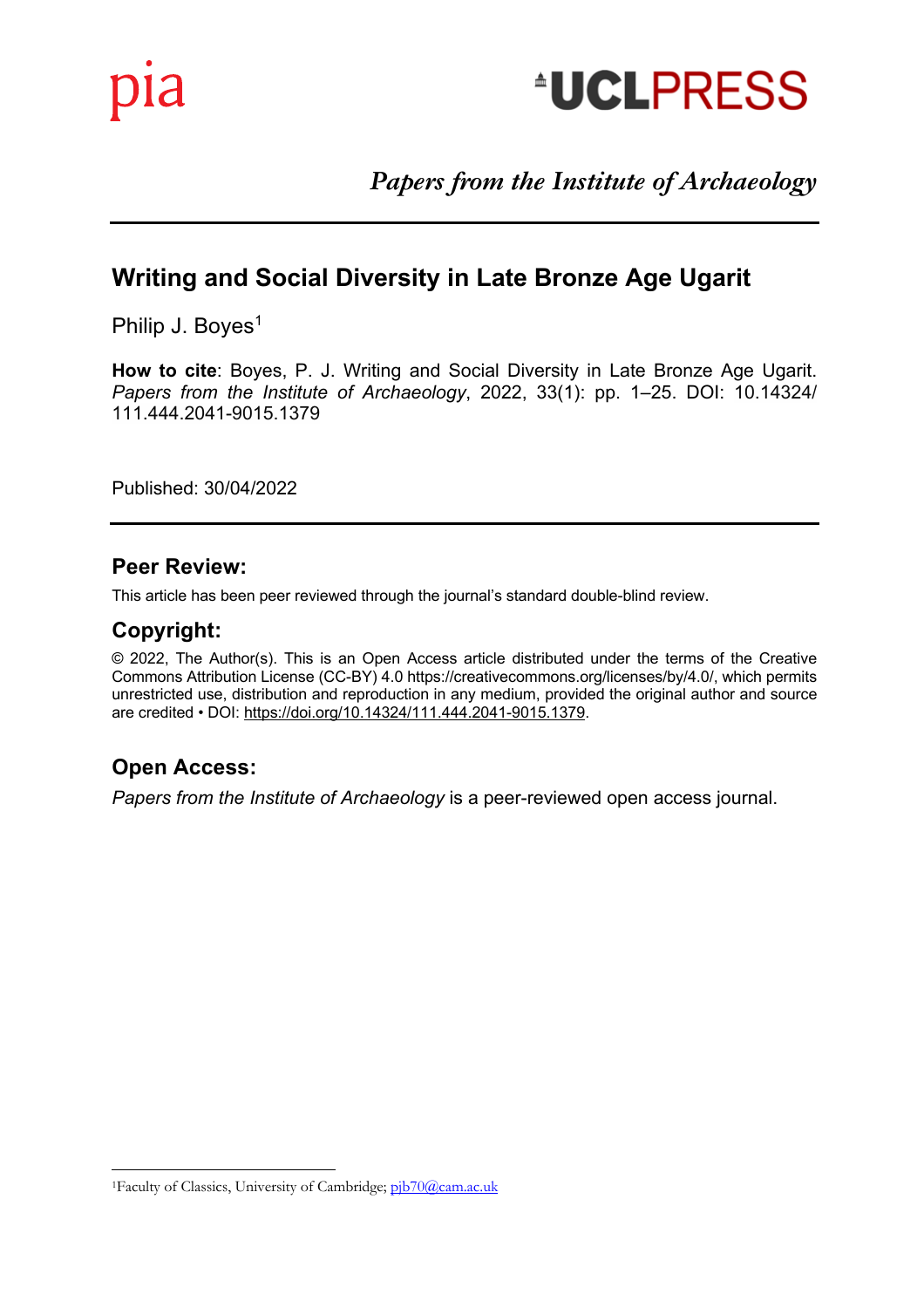pia

UCLPRESS

*Papers from the Institute of Archaeology*

# Writing and Social Diversity in Late Bronze Age Ugarit

Philip J. Boyes[1]

**How to cite**: Boyes, P. J. Writing and Social Diversity in Late Bronze Age Ugarit. *Papers from the Institute of Archaeology*, 2022, 33(1): pp. 1–25. DOI: 10.14324/111.444.2041-9015.1379

Published: 30/04/2022

## Peer Review:

This article has been peer reviewed through the journal's standard double-blind review.

## Copyright:

© 2022, The Author(s). This is an Open Access article distributed under the terms of the Creative Commons Attribution License (CC-BY) 4.0 https://creativecommons.org/licenses/by/4.0/, which permits unrestricted use, distribution and reproduction in any medium, provided the original author and source are credited • DOI: https://doi.org/10.14324/111.444.2041-9015.1379.

## Open Access:

*Papers from the Institute of Archaeology* is a peer-reviewed open access journal.

[1]Faculty of Classics, University of Cambridge; pjb70@cam.ac.uk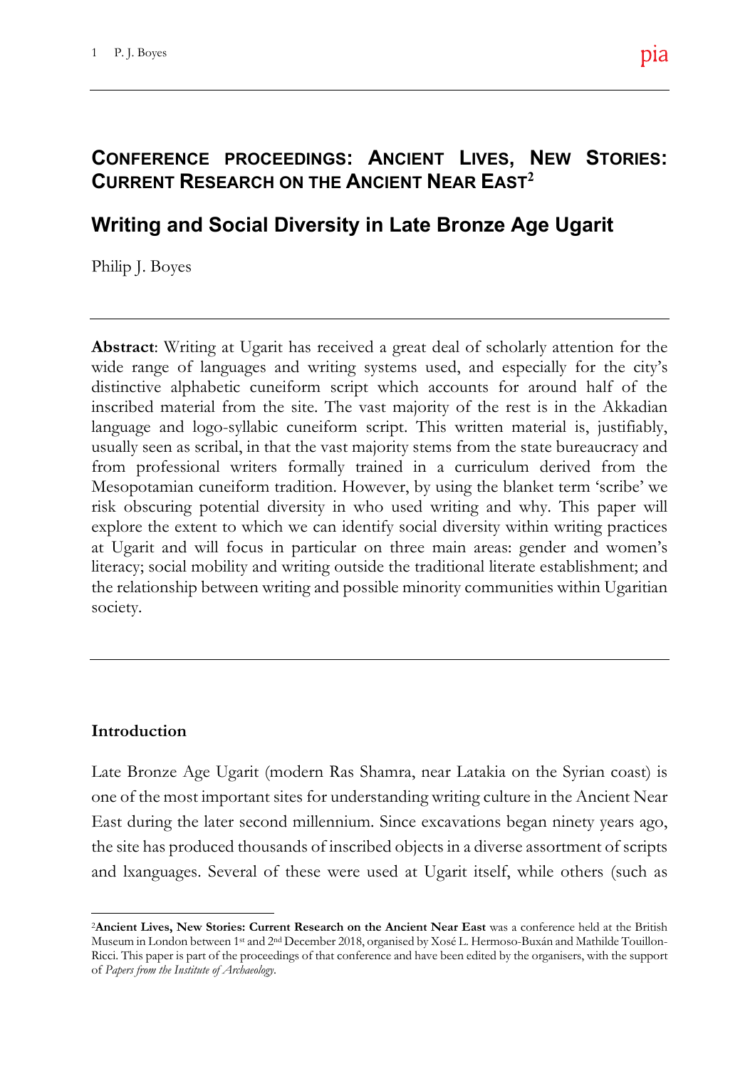## CONFERENCE PROCEEDINGS: ANCIENT LIVES, NEW STORIES: CURRENT RESEARCH ON THE ANCIENT NEAR EAST[2]

# Writing and Social Diversity in Late Bronze Age Ugarit

Philip J. Boyes

---

**Abstract**: Writing at Ugarit has received a great deal of scholarly attention for the wide range of languages and writing systems used, and especially for the city's distinctive alphabetic cuneiform script which accounts for around half of the inscribed material from the site. The vast majority of the rest is in the Akkadian language and logo-syllabic cuneiform script. This written material is, justifiably, usually seen as scribal, in that the vast majority stems from the state bureaucracy and from professional writers formally trained in a curriculum derived from the Mesopotamian cuneiform tradition. However, by using the blanket term 'scribe' we risk obscuring potential diversity in who used writing and why. This paper will explore the extent to which we can identify social diversity within writing practices at Ugarit and will focus in particular on three main areas: gender and women's literacy; social mobility and writing outside the traditional literate establishment; and the relationship between writing and possible minority communities within Ugaritian society.

---

## Introduction

Late Bronze Age Ugarit (modern Ras Shamra, near Latakia on the Syrian coast) is one of the most important sites for understanding writing culture in the Ancient Near East during the later second millennium. Since excavations began ninety years ago, the site has produced thousands of inscribed objects in a diverse assortment of scripts and lxanguages. Several of these were used at Ugarit itself, while others (such as

---

[2]**Ancient Lives, New Stories: Current Research on the Ancient Near East** was a conference held at the British Museum in London between 1st and 2nd December 2018, organised by Xosé L. Hermoso-Buxán and Mathilde Touillon-Ricci. This paper is part of the proceedings of that conference and have been edited by the organisers, with the support of *Papers from the Institute of Archaeology*.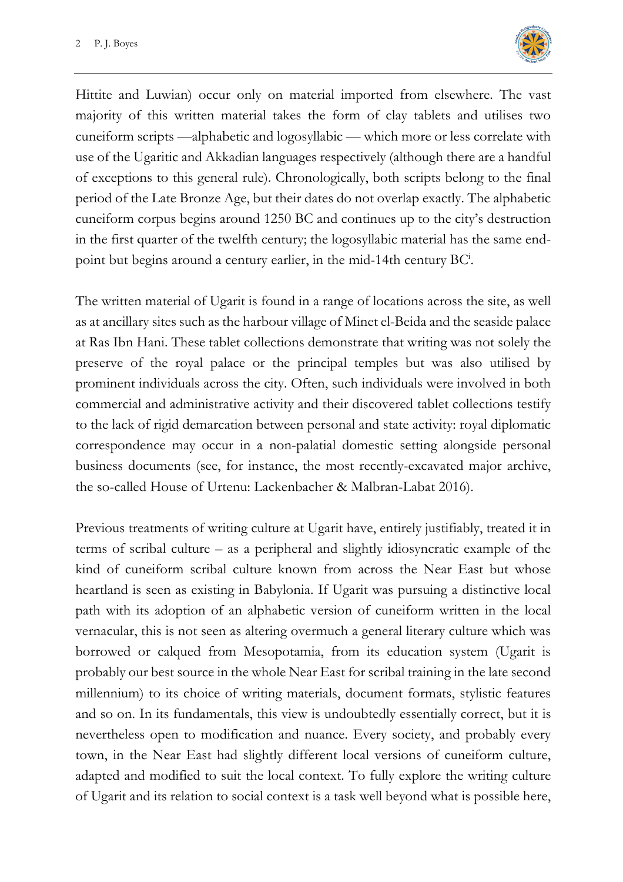Hittite and Luwian) occur only on material imported from elsewhere. The vast majority of this written material takes the form of clay tablets and utilises two cuneiform scripts —alphabetic and logosyllabic — which more or less correlate with use of the Ugaritic and Akkadian languages respectively (although there are a handful of exceptions to this general rule). Chronologically, both scripts belong to the final period of the Late Bronze Age, but their dates do not overlap exactly. The alphabetic cuneiform corpus begins around 1250 BC and continues up to the city's destruction in the first quarter of the twelfth century; the logosyllabic material has the same end-point but begins around a century earlier, in the mid-14th century BC[i].

The written material of Ugarit is found in a range of locations across the site, as well as at ancillary sites such as the harbour village of Minet el-Beida and the seaside palace at Ras Ibn Hani. These tablet collections demonstrate that writing was not solely the preserve of the royal palace or the principal temples but was also utilised by prominent individuals across the city. Often, such individuals were involved in both commercial and administrative activity and their discovered tablet collections testify to the lack of rigid demarcation between personal and state activity: royal diplomatic correspondence may occur in a non-palatial domestic setting alongside personal business documents (see, for instance, the most recently-excavated major archive, the so-called House of Urtenu: Lackenbacher & Malbran-Labat 2016).

Previous treatments of writing culture at Ugarit have, entirely justifiably, treated it in terms of scribal culture – as a peripheral and slightly idiosyncratic example of the kind of cuneiform scribal culture known from across the Near East but whose heartland is seen as existing in Babylonia. If Ugarit was pursuing a distinctive local path with its adoption of an alphabetic version of cuneiform written in the local vernacular, this is not seen as altering overmuch a general literary culture which was borrowed or calqued from Mesopotamia, from its education system (Ugarit is probably our best source in the whole Near East for scribal training in the late second millennium) to its choice of writing materials, document formats, stylistic features and so on. In its fundamentals, this view is undoubtedly essentially correct, but it is nevertheless open to modification and nuance. Every society, and probably every town, in the Near East had slightly different local versions of cuneiform culture, adapted and modified to suit the local context. To fully explore the writing culture of Ugarit and its relation to social context is a task well beyond what is possible here,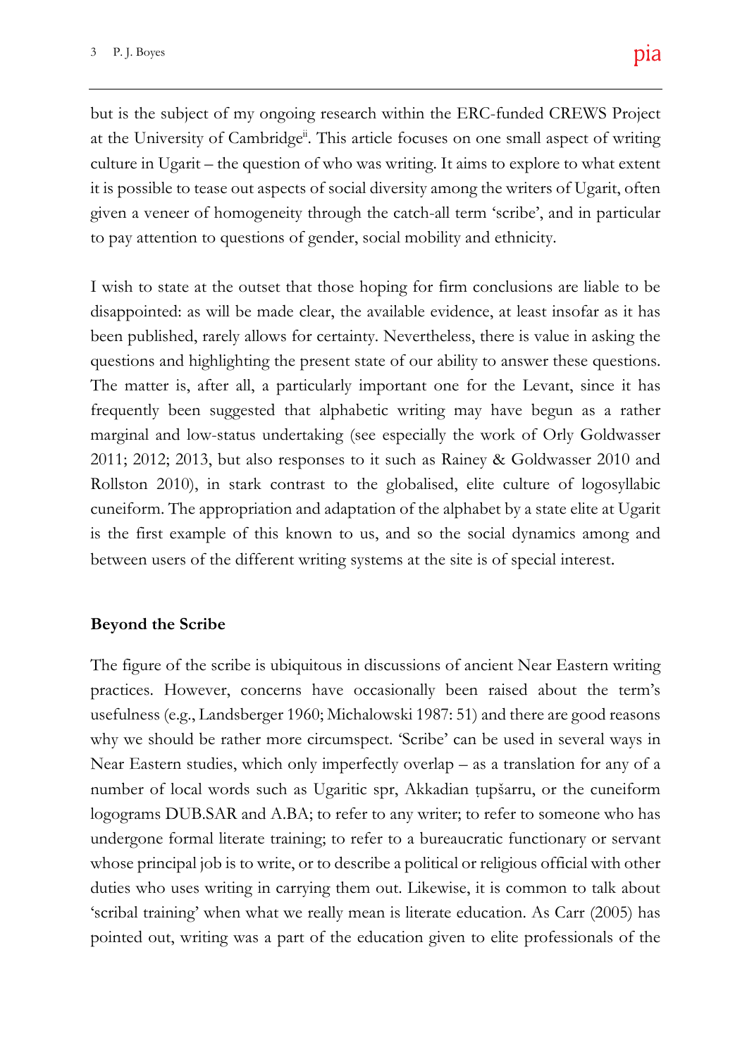but is the subject of my ongoing research within the ERC-funded CREWS Project at the University of Cambridge[ii]. This article focuses on one small aspect of writing culture in Ugarit – the question of who was writing. It aims to explore to what extent it is possible to tease out aspects of social diversity among the writers of Ugarit, often given a veneer of homogeneity through the catch-all term 'scribe', and in particular to pay attention to questions of gender, social mobility and ethnicity.

I wish to state at the outset that those hoping for firm conclusions are liable to be disappointed: as will be made clear, the available evidence, at least insofar as it has been published, rarely allows for certainty. Nevertheless, there is value in asking the questions and highlighting the present state of our ability to answer these questions. The matter is, after all, a particularly important one for the Levant, since it has frequently been suggested that alphabetic writing may have begun as a rather marginal and low-status undertaking (see especially the work of Orly Goldwasser 2011; 2012; 2013, but also responses to it such as Rainey & Goldwasser 2010 and Rollston 2010), in stark contrast to the globalised, elite culture of logosyllabic cuneiform. The appropriation and adaptation of the alphabet by a state elite at Ugarit is the first example of this known to us, and so the social dynamics among and between users of the different writing systems at the site is of special interest.

## Beyond the Scribe

The figure of the scribe is ubiquitous in discussions of ancient Near Eastern writing practices. However, concerns have occasionally been raised about the term's usefulness (e.g., Landsberger 1960; Michalowski 1987: 51) and there are good reasons why we should be rather more circumspect. 'Scribe' can be used in several ways in Near Eastern studies, which only imperfectly overlap – as a translation for any of a number of local words such as Ugaritic spr, Akkadian ṭupšarru, or the cuneiform logograms DUB.SAR and A.BA; to refer to any writer; to refer to someone who has undergone formal literate training; to refer to a bureaucratic functionary or servant whose principal job is to write, or to describe a political or religious official with other duties who uses writing in carrying them out. Likewise, it is common to talk about 'scribal training' when what we really mean is literate education. As Carr (2005) has pointed out, writing was a part of the education given to elite professionals of the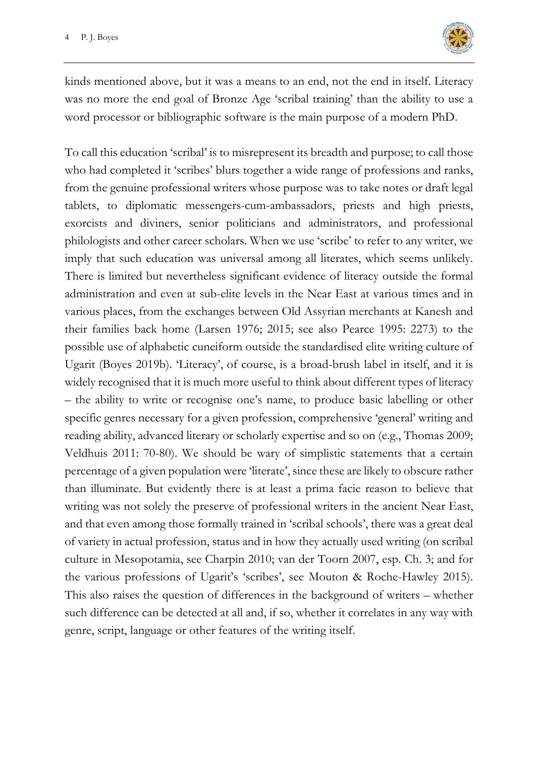kinds mentioned above, but it was a means to an end, not the end in itself. Literacy was no more the end goal of Bronze Age 'scribal training' than the ability to use a word processor or bibliographic software is the main purpose of a modern PhD.

To call this education 'scribal' is to misrepresent its breadth and purpose; to call those who had completed it 'scribes' blurs together a wide range of professions and ranks, from the genuine professional writers whose purpose was to take notes or draft legal tablets, to diplomatic messengers-cum-ambassadors, priests and high priests, exorcists and diviners, senior politicians and administrators, and professional philologists and other career scholars. When we use 'scribe' to refer to any writer, we imply that such education was universal among all literates, which seems unlikely. There is limited but nevertheless significant evidence of literacy outside the formal administration and even at sub-elite levels in the Near East at various times and in various places, from the exchanges between Old Assyrian merchants at Kanesh and their families back home (Larsen 1976; 2015; see also Pearce 1995: 2273) to the possible use of alphabetic cuneiform outside the standardised elite writing culture of Ugarit (Boyes 2019b). 'Literacy', of course, is a broad-brush label in itself, and it is widely recognised that it is much more useful to think about different types of literacy – the ability to write or recognise one's name, to produce basic labelling or other specific genres necessary for a given profession, comprehensive 'general' writing and reading ability, advanced literary or scholarly expertise and so on (e.g., Thomas 2009; Veldhuis 2011: 70-80). We should be wary of simplistic statements that a certain percentage of a given population were 'literate', since these are likely to obscure rather than illuminate. But evidently there is at least a prima facie reason to believe that writing was not solely the preserve of professional writers in the ancient Near East, and that even among those formally trained in 'scribal schools', there was a great deal of variety in actual profession, status and in how they actually used writing (on scribal culture in Mesopotamia, see Charpin 2010; van der Toorn 2007, esp. Ch. 3; and for the various professions of Ugarit's 'scribes', see Mouton & Roche-Hawley 2015). This also raises the question of differences in the background of writers – whether such difference can be detected at all and, if so, whether it correlates in any way with genre, script, language or other features of the writing itself.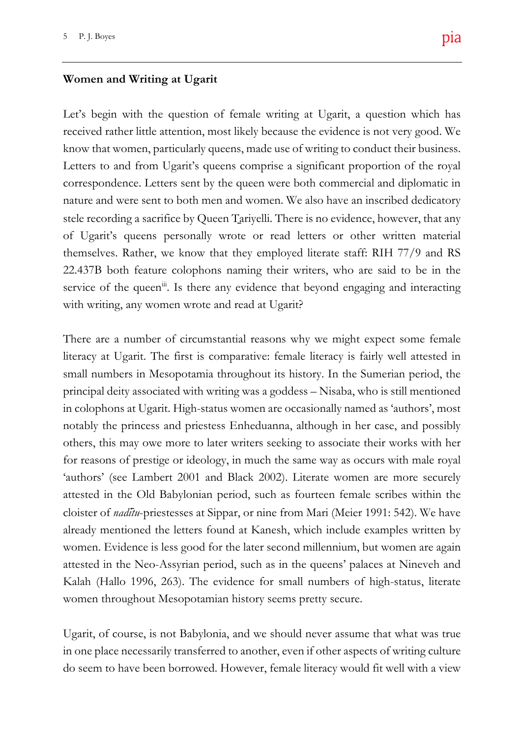**Women and Writing at Ugarit**

Let's begin with the question of female writing at Ugarit, a question which has received rather little attention, most likely because the evidence is not very good. We know that women, particularly queens, made use of writing to conduct their business. Letters to and from Ugarit's queens comprise a significant proportion of the royal correspondence. Letters sent by the queen were both commercial and diplomatic in nature and were sent to both men and women. We also have an inscribed dedicatory stele recording a sacrifice by Queen Ṯariyelli. There is no evidence, however, that any of Ugarit's queens personally wrote or read letters or other written material themselves. Rather, we know that they employed literate staff: RIH 77/9 and RS 22.437B both feature colophons naming their writers, who are said to be in the service of the queen[iii]. Is there any evidence that beyond engaging and interacting with writing, any women wrote and read at Ugarit?

There are a number of circumstantial reasons why we might expect some female literacy at Ugarit. The first is comparative: female literacy is fairly well attested in small numbers in Mesopotamia throughout its history. In the Sumerian period, the principal deity associated with writing was a goddess – Nisaba, who is still mentioned in colophons at Ugarit. High-status women are occasionally named as 'authors', most notably the princess and priestess Enheduanna, although in her case, and possibly others, this may owe more to later writers seeking to associate their works with her for reasons of prestige or ideology, in much the same way as occurs with male royal 'authors' (see Lambert 2001 and Black 2002). Literate women are more securely attested in the Old Babylonian period, such as fourteen female scribes within the cloister of *nadītu*-priestesses at Sippar, or nine from Mari (Meier 1991: 542). We have already mentioned the letters found at Kanesh, which include examples written by women. Evidence is less good for the later second millennium, but women are again attested in the Neo-Assyrian period, such as in the queens' palaces at Nineveh and Kalah (Hallo 1996, 263). The evidence for small numbers of high-status, literate women throughout Mesopotamian history seems pretty secure.

Ugarit, of course, is not Babylonia, and we should never assume that what was true in one place necessarily transferred to another, even if other aspects of writing culture do seem to have been borrowed. However, female literacy would fit well with a view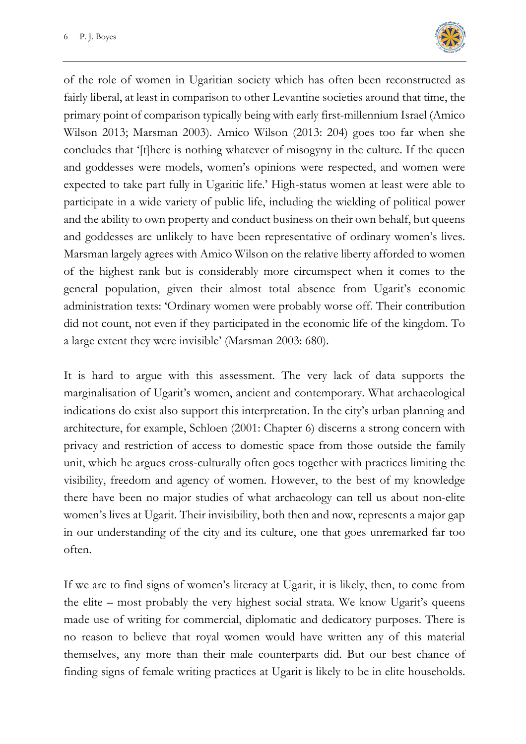of the role of women in Ugaritian society which has often been reconstructed as fairly liberal, at least in comparison to other Levantine societies around that time, the primary point of comparison typically being with early first-millennium Israel (Amico Wilson 2013; Marsman 2003). Amico Wilson (2013: 204) goes too far when she concludes that '[t]here is nothing whatever of misogyny in the culture. If the queen and goddesses were models, women's opinions were respected, and women were expected to take part fully in Ugaritic life.' High-status women at least were able to participate in a wide variety of public life, including the wielding of political power and the ability to own property and conduct business on their own behalf, but queens and goddesses are unlikely to have been representative of ordinary women's lives. Marsman largely agrees with Amico Wilson on the relative liberty afforded to women of the highest rank but is considerably more circumspect when it comes to the general population, given their almost total absence from Ugarit's economic administration texts: 'Ordinary women were probably worse off. Their contribution did not count, not even if they participated in the economic life of the kingdom. To a large extent they were invisible' (Marsman 2003: 680).

It is hard to argue with this assessment. The very lack of data supports the marginalisation of Ugarit's women, ancient and contemporary. What archaeological indications do exist also support this interpretation. In the city's urban planning and architecture, for example, Schloen (2001: Chapter 6) discerns a strong concern with privacy and restriction of access to domestic space from those outside the family unit, which he argues cross-culturally often goes together with practices limiting the visibility, freedom and agency of women. However, to the best of my knowledge there have been no major studies of what archaeology can tell us about non-elite women's lives at Ugarit. Their invisibility, both then and now, represents a major gap in our understanding of the city and its culture, one that goes unremarked far too often.

If we are to find signs of women's literacy at Ugarit, it is likely, then, to come from the elite – most probably the very highest social strata. We know Ugarit's queens made use of writing for commercial, diplomatic and dedicatory purposes. There is no reason to believe that royal women would have written any of this material themselves, any more than their male counterparts did. But our best chance of finding signs of female writing practices at Ugarit is likely to be in elite households.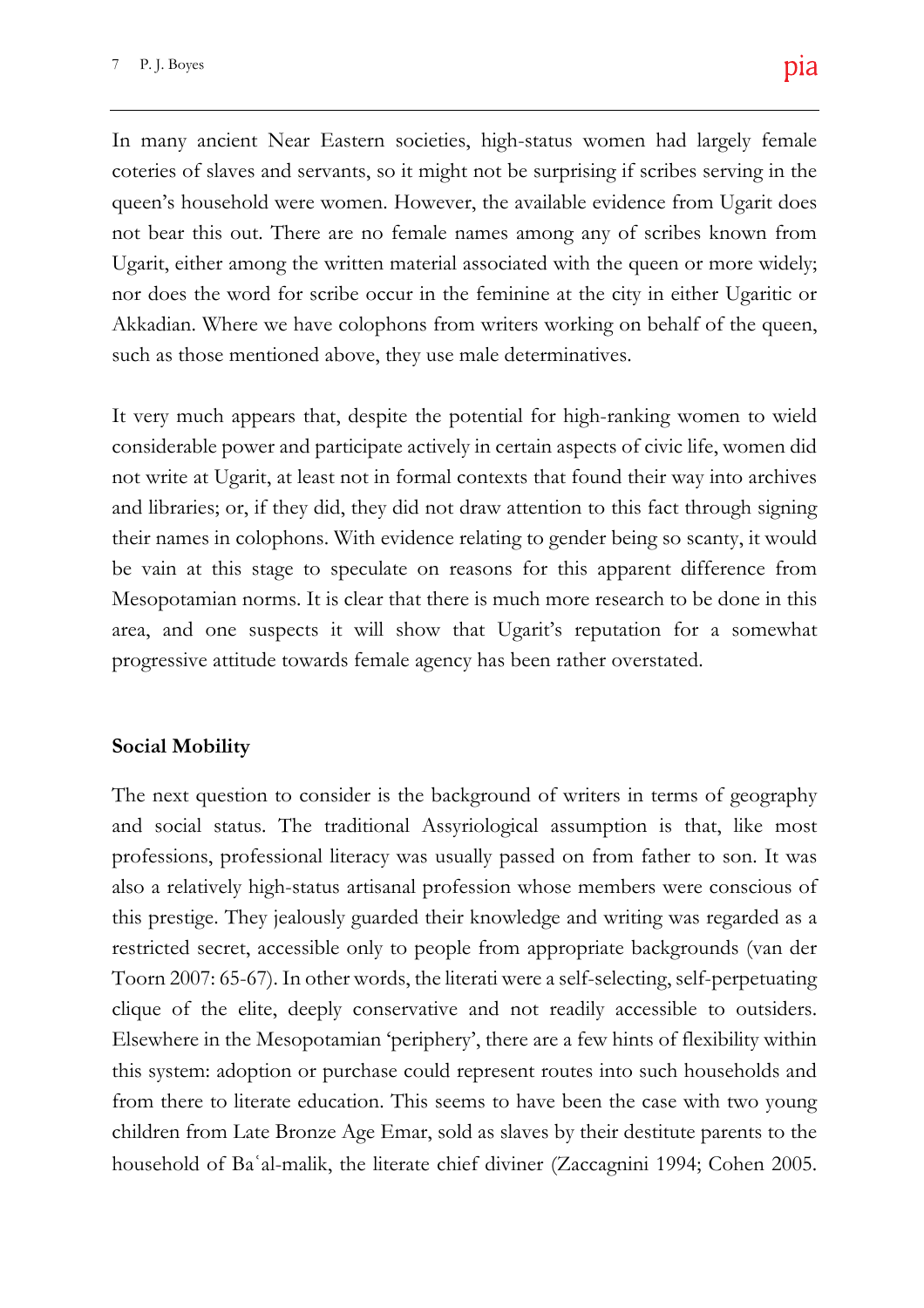In many ancient Near Eastern societies, high-status women had largely female coteries of slaves and servants, so it might not be surprising if scribes serving in the queen's household were women. However, the available evidence from Ugarit does not bear this out. There are no female names among any of scribes known from Ugarit, either among the written material associated with the queen or more widely; nor does the word for scribe occur in the feminine at the city in either Ugaritic or Akkadian. Where we have colophons from writers working on behalf of the queen, such as those mentioned above, they use male determinatives.

It very much appears that, despite the potential for high-ranking women to wield considerable power and participate actively in certain aspects of civic life, women did not write at Ugarit, at least not in formal contexts that found their way into archives and libraries; or, if they did, they did not draw attention to this fact through signing their names in colophons. With evidence relating to gender being so scanty, it would be vain at this stage to speculate on reasons for this apparent difference from Mesopotamian norms. It is clear that there is much more research to be done in this area, and one suspects it will show that Ugarit's reputation for a somewhat progressive attitude towards female agency has been rather overstated.

## Social Mobility

The next question to consider is the background of writers in terms of geography and social status. The traditional Assyriological assumption is that, like most professions, professional literacy was usually passed on from father to son. It was also a relatively high-status artisanal profession whose members were conscious of this prestige. They jealously guarded their knowledge and writing was regarded as a restricted secret, accessible only to people from appropriate backgrounds (van der Toorn 2007: 65-67). In other words, the literati were a self-selecting, self-perpetuating clique of the elite, deeply conservative and not readily accessible to outsiders. Elsewhere in the Mesopotamian 'periphery', there are a few hints of flexibility within this system: adoption or purchase could represent routes into such households and from there to literate education. This seems to have been the case with two young children from Late Bronze Age Emar, sold as slaves by their destitute parents to the household of Baʿal-malik, the literate chief diviner (Zaccagnini 1994; Cohen 2005.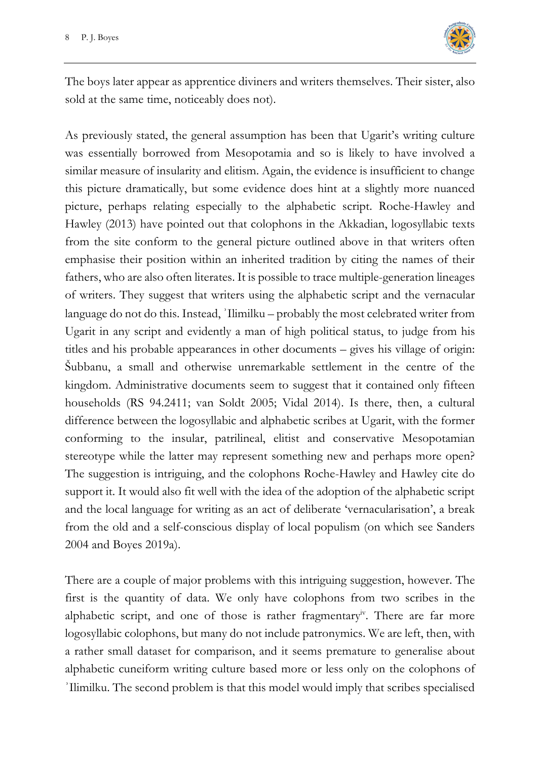The boys later appear as apprentice diviners and writers themselves. Their sister, also sold at the same time, noticeably does not).

As previously stated, the general assumption has been that Ugarit's writing culture was essentially borrowed from Mesopotamia and so is likely to have involved a similar measure of insularity and elitism. Again, the evidence is insufficient to change this picture dramatically, but some evidence does hint at a slightly more nuanced picture, perhaps relating especially to the alphabetic script. Roche-Hawley and Hawley (2013) have pointed out that colophons in the Akkadian, logosyllabic texts from the site conform to the general picture outlined above in that writers often emphasise their position within an inherited tradition by citing the names of their fathers, who are also often literates. It is possible to trace multiple-generation lineages of writers. They suggest that writers using the alphabetic script and the vernacular language do not do this. Instead, ʾIlimilku – probably the most celebrated writer from Ugarit in any script and evidently a man of high political status, to judge from his titles and his probable appearances in other documents – gives his village of origin: Šubbanu, a small and otherwise unremarkable settlement in the centre of the kingdom. Administrative documents seem to suggest that it contained only fifteen households (RS 94.2411; van Soldt 2005; Vidal 2014). Is there, then, a cultural difference between the logosyllabic and alphabetic scribes at Ugarit, with the former conforming to the insular, patrilineal, elitist and conservative Mesopotamian stereotype while the latter may represent something new and perhaps more open? The suggestion is intriguing, and the colophons Roche-Hawley and Hawley cite do support it. It would also fit well with the idea of the adoption of the alphabetic script and the local language for writing as an act of deliberate 'vernacularisation', a break from the old and a self-conscious display of local populism (on which see Sanders 2004 and Boyes 2019a).

There are a couple of major problems with this intriguing suggestion, however. The first is the quantity of data. We only have colophons from two scribes in the alphabetic script, and one of those is rather fragmentary[iv]. There are far more logosyllabic colophons, but many do not include patronymics. We are left, then, with a rather small dataset for comparison, and it seems premature to generalise about alphabetic cuneiform writing culture based more or less only on the colophons of ʾIlimilku. The second problem is that this model would imply that scribes specialised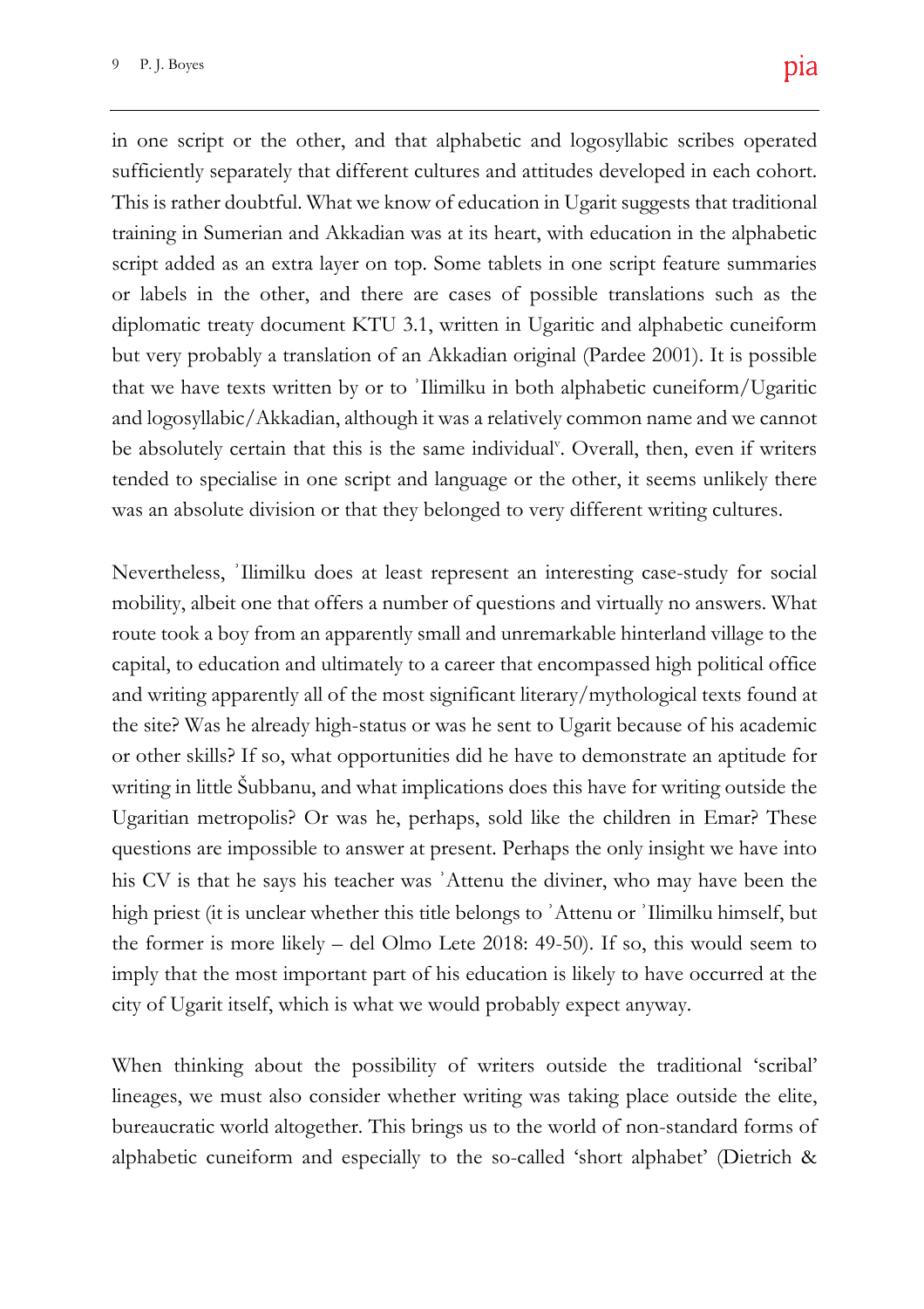in one script or the other, and that alphabetic and logosyllabic scribes operated sufficiently separately that different cultures and attitudes developed in each cohort. This is rather doubtful. What we know of education in Ugarit suggests that traditional training in Sumerian and Akkadian was at its heart, with education in the alphabetic script added as an extra layer on top. Some tablets in one script feature summaries or labels in the other, and there are cases of possible translations such as the diplomatic treaty document KTU 3.1, written in Ugaritic and alphabetic cuneiform but very probably a translation of an Akkadian original (Pardee 2001). It is possible that we have texts written by or to ʾIlimilku in both alphabetic cuneiform/Ugaritic and logosyllabic/Akkadian, although it was a relatively common name and we cannot be absolutely certain that this is the same individual[v]. Overall, then, even if writers tended to specialise in one script and language or the other, it seems unlikely there was an absolute division or that they belonged to very different writing cultures.

Nevertheless, ʾIlimilku does at least represent an interesting case-study for social mobility, albeit one that offers a number of questions and virtually no answers. What route took a boy from an apparently small and unremarkable hinterland village to the capital, to education and ultimately to a career that encompassed high political office and writing apparently all of the most significant literary/mythological texts found at the site? Was he already high-status or was he sent to Ugarit because of his academic or other skills? If so, what opportunities did he have to demonstrate an aptitude for writing in little Šubbanu, and what implications does this have for writing outside the Ugaritian metropolis? Or was he, perhaps, sold like the children in Emar? These questions are impossible to answer at present. Perhaps the only insight we have into his CV is that he says his teacher was ʾAttenu the diviner, who may have been the high priest (it is unclear whether this title belongs to ʾAttenu or ʾIlimilku himself, but the former is more likely – del Olmo Lete 2018: 49-50). If so, this would seem to imply that the most important part of his education is likely to have occurred at the city of Ugarit itself, which is what we would probably expect anyway.

When thinking about the possibility of writers outside the traditional 'scribal' lineages, we must also consider whether writing was taking place outside the elite, bureaucratic world altogether. This brings us to the world of non-standard forms of alphabetic cuneiform and especially to the so-called 'short alphabet' (Dietrich &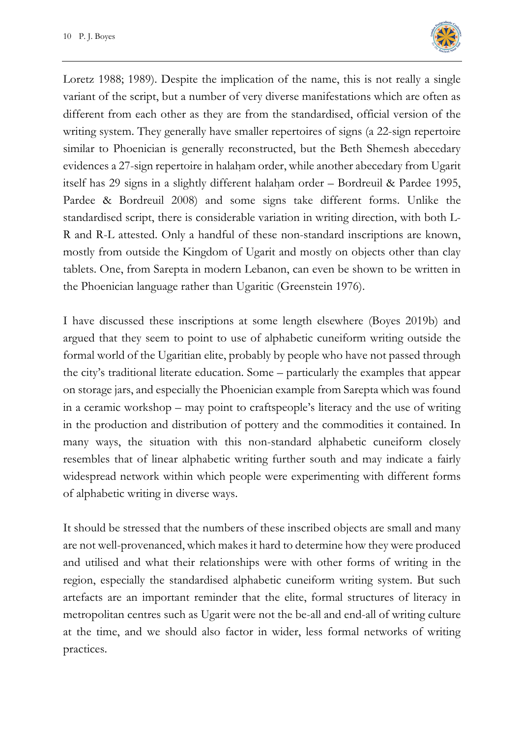Loretz 1988; 1989). Despite the implication of the name, this is not really a single variant of the script, but a number of very diverse manifestations which are often as different from each other as they are from the standardised, official version of the writing system. They generally have smaller repertoires of signs (a 22-sign repertoire similar to Phoenician is generally reconstructed, but the Beth Shemesh abecedary evidences a 27-sign repertoire in halaḥam order, while another abecedary from Ugarit itself has 29 signs in a slightly different halaḥam order – Bordreuil & Pardee 1995, Pardee & Bordreuil 2008) and some signs take different forms. Unlike the standardised script, there is considerable variation in writing direction, with both L-R and R-L attested. Only a handful of these non-standard inscriptions are known, mostly from outside the Kingdom of Ugarit and mostly on objects other than clay tablets. One, from Sarepta in modern Lebanon, can even be shown to be written in the Phoenician language rather than Ugaritic (Greenstein 1976).

I have discussed these inscriptions at some length elsewhere (Boyes 2019b) and argued that they seem to point to use of alphabetic cuneiform writing outside the formal world of the Ugaritian elite, probably by people who have not passed through the city's traditional literate education. Some – particularly the examples that appear on storage jars, and especially the Phoenician example from Sarepta which was found in a ceramic workshop – may point to craftspeople's literacy and the use of writing in the production and distribution of pottery and the commodities it contained. In many ways, the situation with this non-standard alphabetic cuneiform closely resembles that of linear alphabetic writing further south and may indicate a fairly widespread network within which people were experimenting with different forms of alphabetic writing in diverse ways.

It should be stressed that the numbers of these inscribed objects are small and many are not well-provenanced, which makes it hard to determine how they were produced and utilised and what their relationships were with other forms of writing in the region, especially the standardised alphabetic cuneiform writing system. But such artefacts are an important reminder that the elite, formal structures of literacy in metropolitan centres such as Ugarit were not the be-all and end-all of writing culture at the time, and we should also factor in wider, less formal networks of writing practices.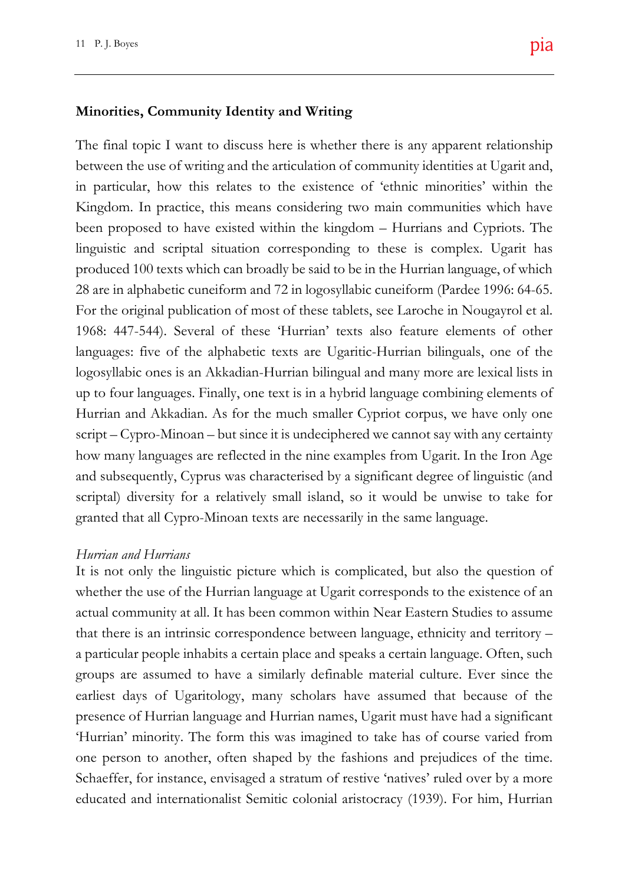## Minorities, Community Identity and Writing

The final topic I want to discuss here is whether there is any apparent relationship between the use of writing and the articulation of community identities at Ugarit and, in particular, how this relates to the existence of 'ethnic minorities' within the Kingdom. In practice, this means considering two main communities which have been proposed to have existed within the kingdom – Hurrians and Cypriots. The linguistic and scriptal situation corresponding to these is complex. Ugarit has produced 100 texts which can broadly be said to be in the Hurrian language, of which 28 are in alphabetic cuneiform and 72 in logosyllabic cuneiform (Pardee 1996: 64-65. For the original publication of most of these tablets, see Laroche in Nougayrol et al. 1968: 447-544). Several of these 'Hurrian' texts also feature elements of other languages: five of the alphabetic texts are Ugaritic-Hurrian bilinguals, one of the logosyllabic ones is an Akkadian-Hurrian bilingual and many more are lexical lists in up to four languages. Finally, one text is in a hybrid language combining elements of Hurrian and Akkadian. As for the much smaller Cypriot corpus, we have only one script – Cypro-Minoan – but since it is undeciphered we cannot say with any certainty how many languages are reflected in the nine examples from Ugarit. In the Iron Age and subsequently, Cyprus was characterised by a significant degree of linguistic (and scriptal) diversity for a relatively small island, so it would be unwise to take for granted that all Cypro-Minoan texts are necessarily in the same language.

### *Hurrian and Hurrians*

It is not only the linguistic picture which is complicated, but also the question of whether the use of the Hurrian language at Ugarit corresponds to the existence of an actual community at all. It has been common within Near Eastern Studies to assume that there is an intrinsic correspondence between language, ethnicity and territory – a particular people inhabits a certain place and speaks a certain language. Often, such groups are assumed to have a similarly definable material culture. Ever since the earliest days of Ugaritology, many scholars have assumed that because of the presence of Hurrian language and Hurrian names, Ugarit must have had a significant 'Hurrian' minority. The form this was imagined to take has of course varied from one person to another, often shaped by the fashions and prejudices of the time. Schaeffer, for instance, envisaged a stratum of restive 'natives' ruled over by a more educated and internationalist Semitic colonial aristocracy (1939). For him, Hurrian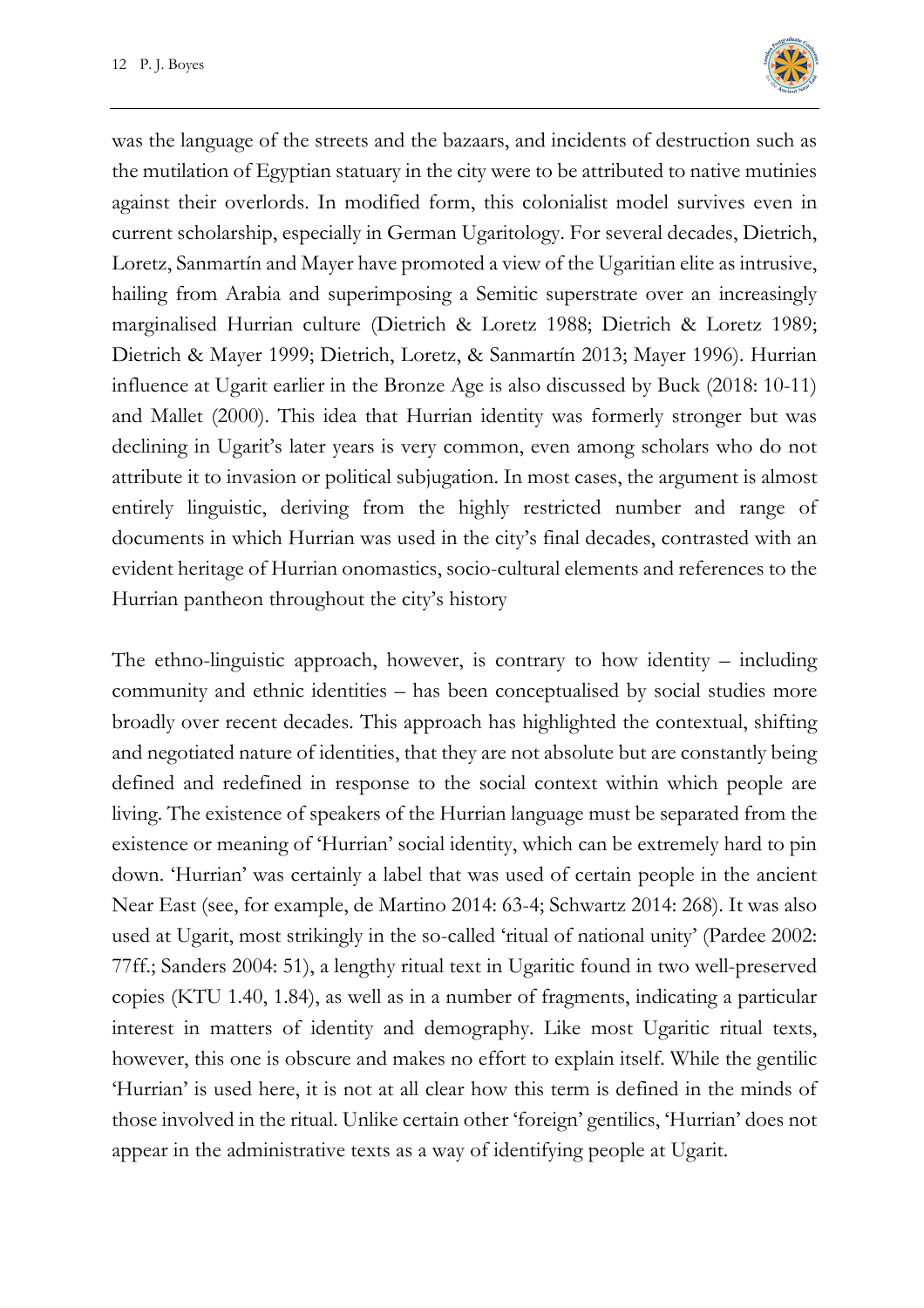was the language of the streets and the bazaars, and incidents of destruction such as the mutilation of Egyptian statuary in the city were to be attributed to native mutinies against their overlords. In modified form, this colonialist model survives even in current scholarship, especially in German Ugaritology. For several decades, Dietrich, Loretz, Sanmartín and Mayer have promoted a view of the Ugaritian elite as intrusive, hailing from Arabia and superimposing a Semitic superstrate over an increasingly marginalised Hurrian culture (Dietrich & Loretz 1988; Dietrich & Loretz 1989; Dietrich & Mayer 1999; Dietrich, Loretz, & Sanmartín 2013; Mayer 1996). Hurrian influence at Ugarit earlier in the Bronze Age is also discussed by Buck (2018: 10-11) and Mallet (2000). This idea that Hurrian identity was formerly stronger but was declining in Ugarit's later years is very common, even among scholars who do not attribute it to invasion or political subjugation. In most cases, the argument is almost entirely linguistic, deriving from the highly restricted number and range of documents in which Hurrian was used in the city's final decades, contrasted with an evident heritage of Hurrian onomastics, socio-cultural elements and references to the Hurrian pantheon throughout the city's history

The ethno-linguistic approach, however, is contrary to how identity – including community and ethnic identities – has been conceptualised by social studies more broadly over recent decades. This approach has highlighted the contextual, shifting and negotiated nature of identities, that they are not absolute but are constantly being defined and redefined in response to the social context within which people are living. The existence of speakers of the Hurrian language must be separated from the existence or meaning of 'Hurrian' social identity, which can be extremely hard to pin down. 'Hurrian' was certainly a label that was used of certain people in the ancient Near East (see, for example, de Martino 2014: 63-4; Schwartz 2014: 268). It was also used at Ugarit, most strikingly in the so-called 'ritual of national unity' (Pardee 2002: 77ff.; Sanders 2004: 51), a lengthy ritual text in Ugaritic found in two well-preserved copies (KTU 1.40, 1.84), as well as in a number of fragments, indicating a particular interest in matters of identity and demography. Like most Ugaritic ritual texts, however, this one is obscure and makes no effort to explain itself. While the gentilic 'Hurrian' is used here, it is not at all clear how this term is defined in the minds of those involved in the ritual. Unlike certain other 'foreign' gentilics, 'Hurrian' does not appear in the administrative texts as a way of identifying people at Ugarit.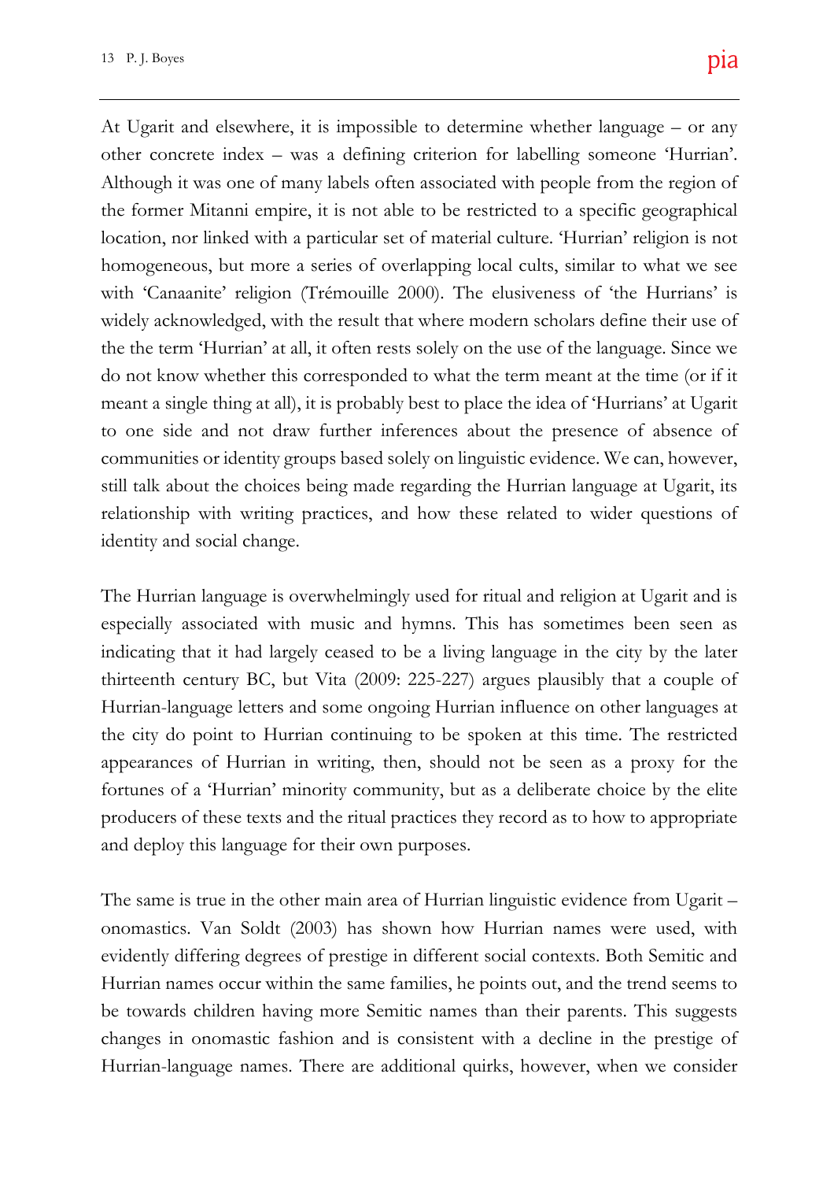At Ugarit and elsewhere, it is impossible to determine whether language – or any other concrete index – was a defining criterion for labelling someone 'Hurrian'. Although it was one of many labels often associated with people from the region of the former Mitanni empire, it is not able to be restricted to a specific geographical location, nor linked with a particular set of material culture. 'Hurrian' religion is not homogeneous, but more a series of overlapping local cults, similar to what we see with 'Canaanite' religion (Trémouille 2000). The elusiveness of 'the Hurrians' is widely acknowledged, with the result that where modern scholars define their use of the the term 'Hurrian' at all, it often rests solely on the use of the language. Since we do not know whether this corresponded to what the term meant at the time (or if it meant a single thing at all), it is probably best to place the idea of 'Hurrians' at Ugarit to one side and not draw further inferences about the presence of absence of communities or identity groups based solely on linguistic evidence. We can, however, still talk about the choices being made regarding the Hurrian language at Ugarit, its relationship with writing practices, and how these related to wider questions of identity and social change.

The Hurrian language is overwhelmingly used for ritual and religion at Ugarit and is especially associated with music and hymns. This has sometimes been seen as indicating that it had largely ceased to be a living language in the city by the later thirteenth century BC, but Vita (2009: 225-227) argues plausibly that a couple of Hurrian-language letters and some ongoing Hurrian influence on other languages at the city do point to Hurrian continuing to be spoken at this time. The restricted appearances of Hurrian in writing, then, should not be seen as a proxy for the fortunes of a 'Hurrian' minority community, but as a deliberate choice by the elite producers of these texts and the ritual practices they record as to how to appropriate and deploy this language for their own purposes.

The same is true in the other main area of Hurrian linguistic evidence from Ugarit – onomastics. Van Soldt (2003) has shown how Hurrian names were used, with evidently differing degrees of prestige in different social contexts. Both Semitic and Hurrian names occur within the same families, he points out, and the trend seems to be towards children having more Semitic names than their parents. This suggests changes in onomastic fashion and is consistent with a decline in the prestige of Hurrian-language names. There are additional quirks, however, when we consider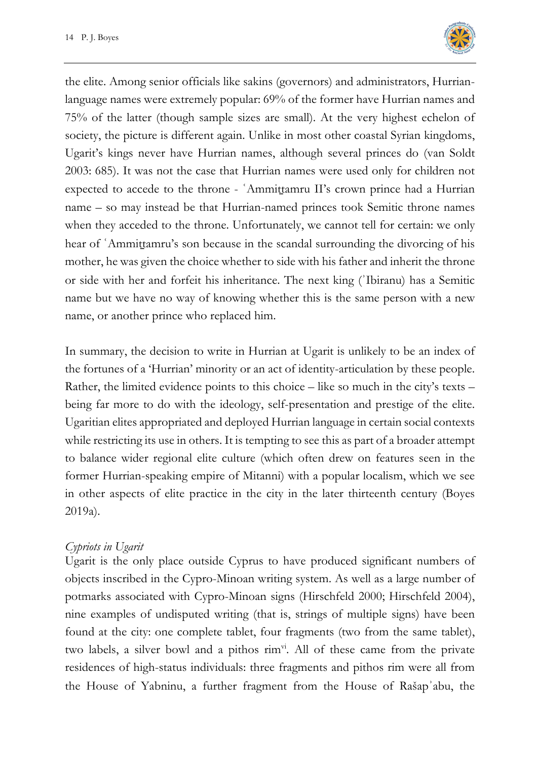the elite. Among senior officials like sakins (governors) and administrators, Hurrian-language names were extremely popular: 69% of the former have Hurrian names and 75% of the latter (though sample sizes are small). At the very highest echelon of society, the picture is different again. Unlike in most other coastal Syrian kingdoms, Ugarit's kings never have Hurrian names, although several princes do (van Soldt 2003: 685). It was not the case that Hurrian names were used only for children not expected to accede to the throne - ʿAmmiṯtamru II's crown prince had a Hurrian name – so may instead be that Hurrian-named princes took Semitic throne names when they acceded to the throne. Unfortunately, we cannot tell for certain: we only hear of ʿAmmiṯtamru's son because in the scandal surrounding the divorcing of his mother, he was given the choice whether to side with his father and inherit the throne or side with her and forfeit his inheritance. The next king (ʾIbiranu) has a Semitic name but we have no way of knowing whether this is the same person with a new name, or another prince who replaced him.

In summary, the decision to write in Hurrian at Ugarit is unlikely to be an index of the fortunes of a 'Hurrian' minority or an act of identity-articulation by these people. Rather, the limited evidence points to this choice – like so much in the city's texts – being far more to do with the ideology, self-presentation and prestige of the elite. Ugaritian elites appropriated and deployed Hurrian language in certain social contexts while restricting its use in others. It is tempting to see this as part of a broader attempt to balance wider regional elite culture (which often drew on features seen in the former Hurrian-speaking empire of Mitanni) with a popular localism, which we see in other aspects of elite practice in the city in the later thirteenth century (Boyes 2019a).

*Cypriots in Ugarit*

Ugarit is the only place outside Cyprus to have produced significant numbers of objects inscribed in the Cypro-Minoan writing system. As well as a large number of potmarks associated with Cypro-Minoan signs (Hirschfeld 2000; Hirschfeld 2004), nine examples of undisputed writing (that is, strings of multiple signs) have been found at the city: one complete tablet, four fragments (two from the same tablet), two labels, a silver bowl and a pithos rim[vi]. All of these came from the private residences of high-status individuals: three fragments and pithos rim were all from the House of Yabninu, a further fragment from the House of Rašapʾabu, the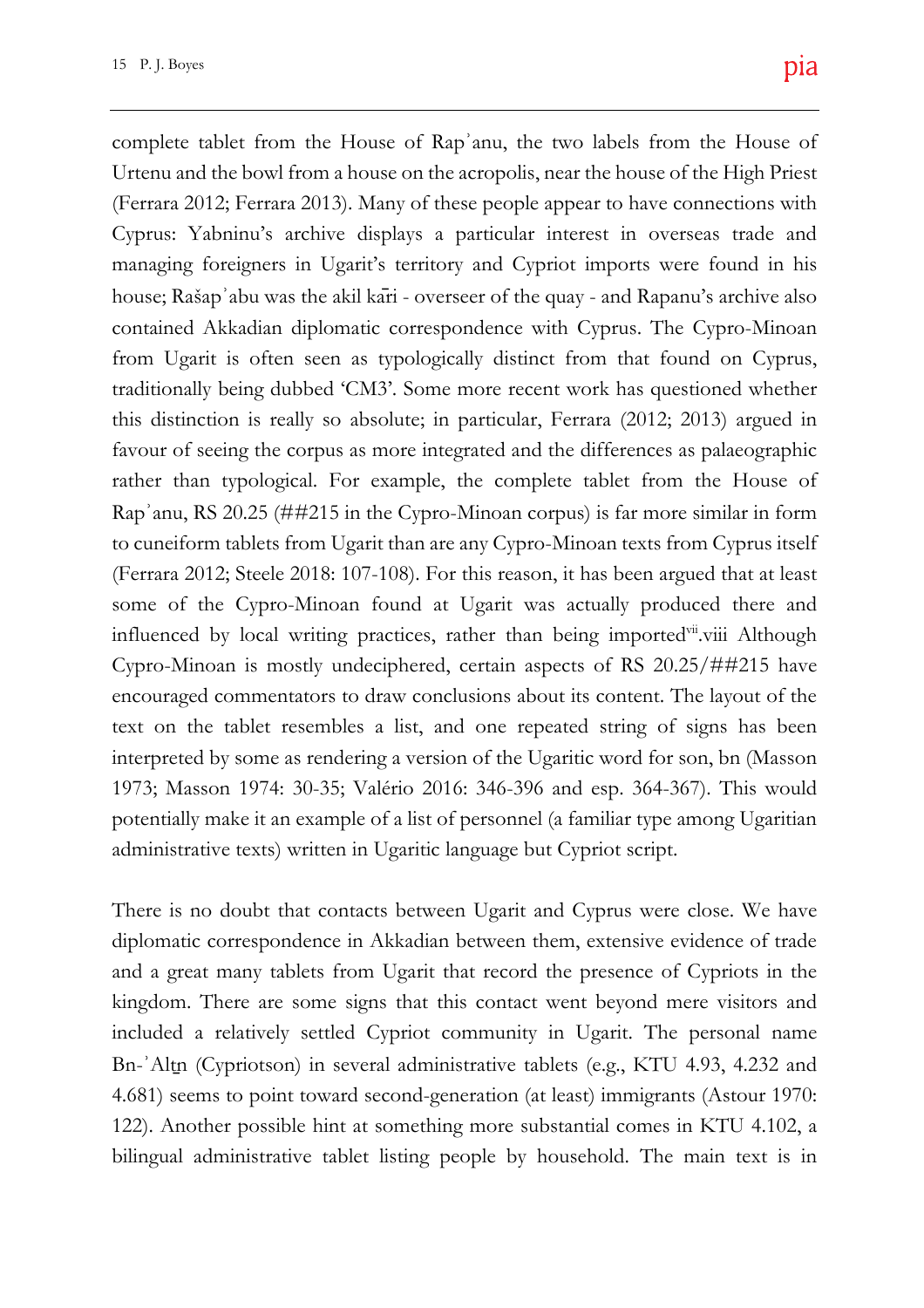complete tablet from the House of Rapʾanu, the two labels from the House of Urtenu and the bowl from a house on the acropolis, near the house of the High Priest (Ferrara 2012; Ferrara 2013). Many of these people appear to have connections with Cyprus: Yabninu's archive displays a particular interest in overseas trade and managing foreigners in Ugarit's territory and Cypriot imports were found in his house; Rašapʾabu was the akil kāri - overseer of the quay - and Rapanu's archive also contained Akkadian diplomatic correspondence with Cyprus. The Cypro-Minoan from Ugarit is often seen as typologically distinct from that found on Cyprus, traditionally being dubbed 'CM3'. Some more recent work has questioned whether this distinction is really so absolute; in particular, Ferrara (2012; 2013) argued in favour of seeing the corpus as more integrated and the differences as palaeographic rather than typological. For example, the complete tablet from the House of Rapʾanu, RS 20.25 (##215 in the Cypro-Minoan corpus) is far more similar in form to cuneiform tablets from Ugarit than are any Cypro-Minoan texts from Cyprus itself (Ferrara 2012; Steele 2018: 107-108). For this reason, it has been argued that at least some of the Cypro-Minoan found at Ugarit was actually produced there and influenced by local writing practices, rather than being imported[vii].viii Although Cypro-Minoan is mostly undeciphered, certain aspects of RS 20.25/##215 have encouraged commentators to draw conclusions about its content. The layout of the text on the tablet resembles a list, and one repeated string of signs has been interpreted by some as rendering a version of the Ugaritic word for son, bn (Masson 1973; Masson 1974: 30-35; Valério 2016: 346-396 and esp. 364-367). This would potentially make it an example of a list of personnel (a familiar type among Ugaritian administrative texts) written in Ugaritic language but Cypriot script.

There is no doubt that contacts between Ugarit and Cyprus were close. We have diplomatic correspondence in Akkadian between them, extensive evidence of trade and a great many tablets from Ugarit that record the presence of Cypriots in the kingdom. There are some signs that this contact went beyond mere visitors and included a relatively settled Cypriot community in Ugarit. The personal name Bn-ʾAlṯn (Cypriotson) in several administrative tablets (e.g., KTU 4.93, 4.232 and 4.681) seems to point toward second-generation (at least) immigrants (Astour 1970: 122). Another possible hint at something more substantial comes in KTU 4.102, a bilingual administrative tablet listing people by household. The main text is in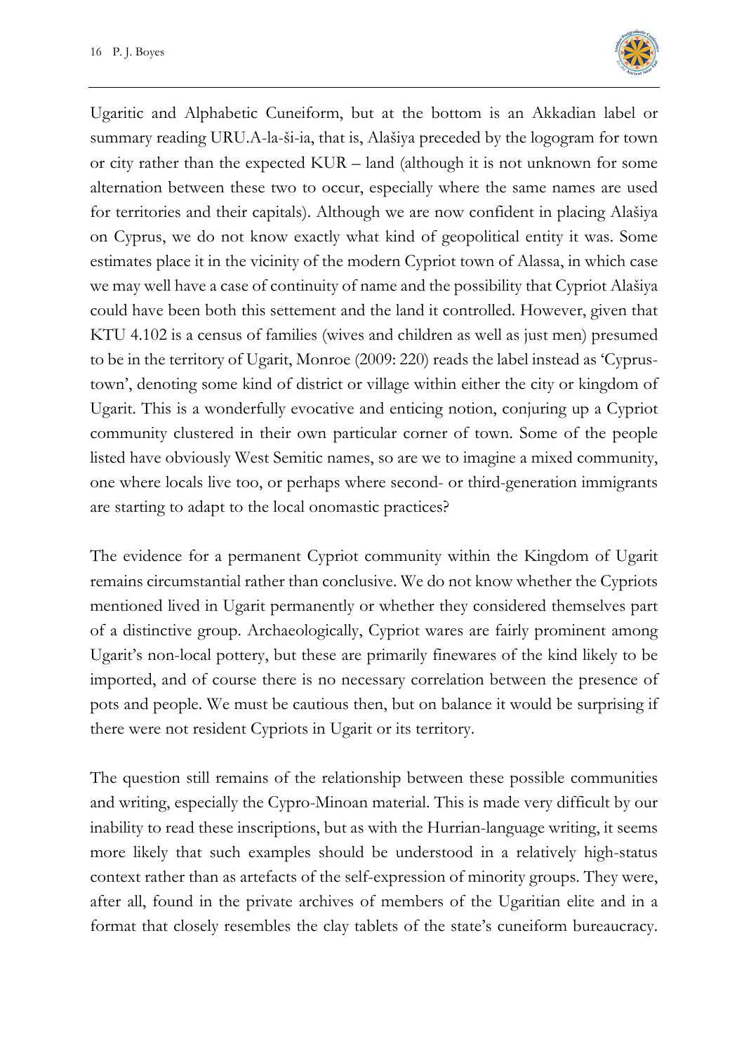Ugaritic and Alphabetic Cuneiform, but at the bottom is an Akkadian label or summary reading URU.A-la-ši-ia, that is, Alašiya preceded by the logogram for town or city rather than the expected KUR – land (although it is not unknown for some alternation between these two to occur, especially where the same names are used for territories and their capitals). Although we are now confident in placing Alašiya on Cyprus, we do not know exactly what kind of geopolitical entity it was. Some estimates place it in the vicinity of the modern Cypriot town of Alassa, in which case we may well have a case of continuity of name and the possibility that Cypriot Alašiya could have been both this settement and the land it controlled. However, given that KTU 4.102 is a census of families (wives and children as well as just men) presumed to be in the territory of Ugarit, Monroe (2009: 220) reads the label instead as 'Cyprus-town', denoting some kind of district or village within either the city or kingdom of Ugarit. This is a wonderfully evocative and enticing notion, conjuring up a Cypriot community clustered in their own particular corner of town. Some of the people listed have obviously West Semitic names, so are we to imagine a mixed community, one where locals live too, or perhaps where second- or third-generation immigrants are starting to adapt to the local onomastic practices?

The evidence for a permanent Cypriot community within the Kingdom of Ugarit remains circumstantial rather than conclusive. We do not know whether the Cypriots mentioned lived in Ugarit permanently or whether they considered themselves part of a distinctive group. Archaeologically, Cypriot wares are fairly prominent among Ugarit's non-local pottery, but these are primarily finewares of the kind likely to be imported, and of course there is no necessary correlation between the presence of pots and people. We must be cautious then, but on balance it would be surprising if there were not resident Cypriots in Ugarit or its territory.

The question still remains of the relationship between these possible communities and writing, especially the Cypro-Minoan material. This is made very difficult by our inability to read these inscriptions, but as with the Hurrian-language writing, it seems more likely that such examples should be understood in a relatively high-status context rather than as artefacts of the self-expression of minority groups. They were, after all, found in the private archives of members of the Ugaritian elite and in a format that closely resembles the clay tablets of the state's cuneiform bureaucracy.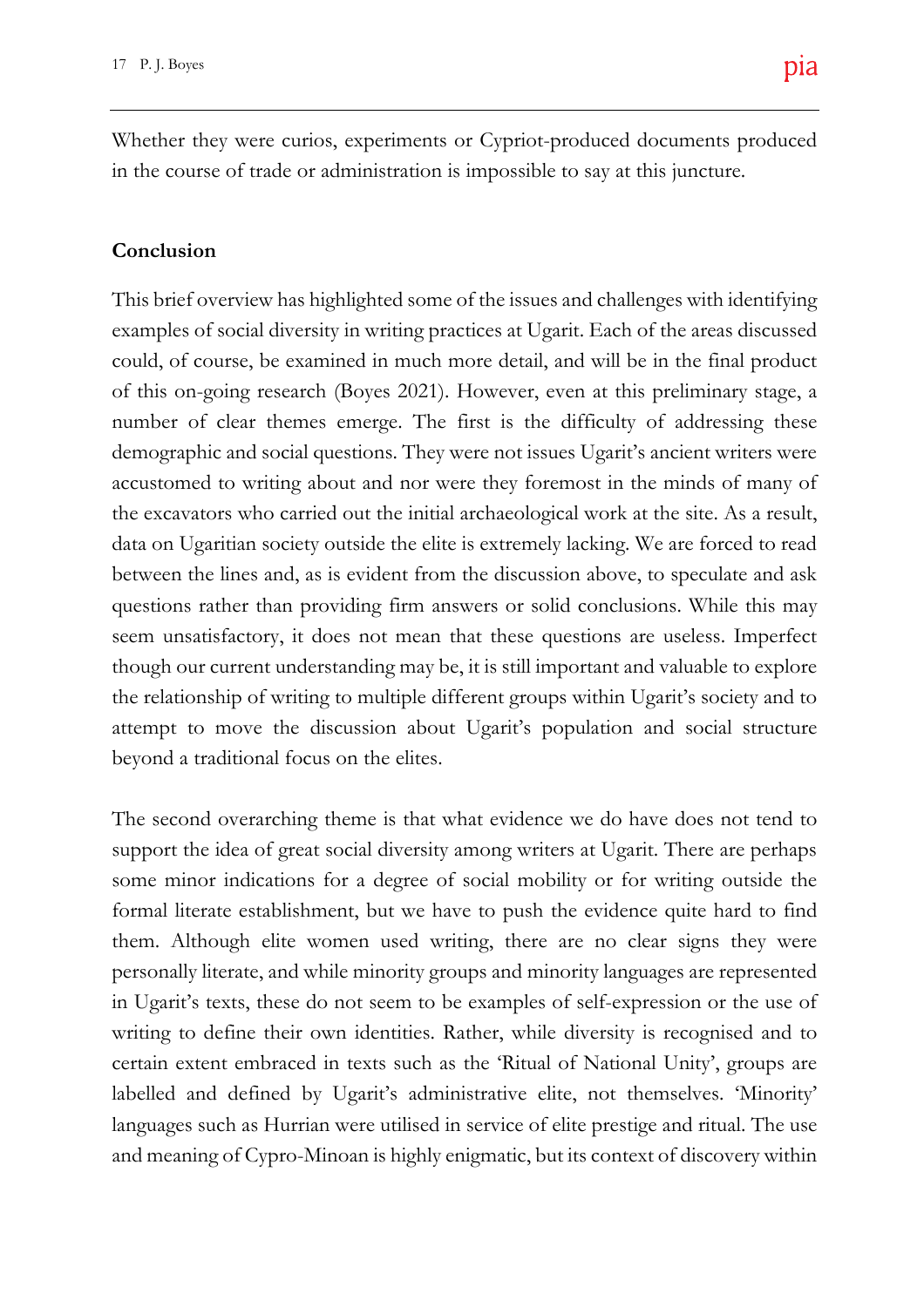Whether they were curios, experiments or Cypriot-produced documents produced in the course of trade or administration is impossible to say at this juncture.

## Conclusion

This brief overview has highlighted some of the issues and challenges with identifying examples of social diversity in writing practices at Ugarit. Each of the areas discussed could, of course, be examined in much more detail, and will be in the final product of this on-going research (Boyes 2021). However, even at this preliminary stage, a number of clear themes emerge. The first is the difficulty of addressing these demographic and social questions. They were not issues Ugarit's ancient writers were accustomed to writing about and nor were they foremost in the minds of many of the excavators who carried out the initial archaeological work at the site. As a result, data on Ugaritian society outside the elite is extremely lacking. We are forced to read between the lines and, as is evident from the discussion above, to speculate and ask questions rather than providing firm answers or solid conclusions. While this may seem unsatisfactory, it does not mean that these questions are useless. Imperfect though our current understanding may be, it is still important and valuable to explore the relationship of writing to multiple different groups within Ugarit's society and to attempt to move the discussion about Ugarit's population and social structure beyond a traditional focus on the elites.

The second overarching theme is that what evidence we do have does not tend to support the idea of great social diversity among writers at Ugarit. There are perhaps some minor indications for a degree of social mobility or for writing outside the formal literate establishment, but we have to push the evidence quite hard to find them. Although elite women used writing, there are no clear signs they were personally literate, and while minority groups and minority languages are represented in Ugarit's texts, these do not seem to be examples of self-expression or the use of writing to define their own identities. Rather, while diversity is recognised and to certain extent embraced in texts such as the 'Ritual of National Unity', groups are labelled and defined by Ugarit's administrative elite, not themselves. 'Minority' languages such as Hurrian were utilised in service of elite prestige and ritual. The use and meaning of Cypro-Minoan is highly enigmatic, but its context of discovery within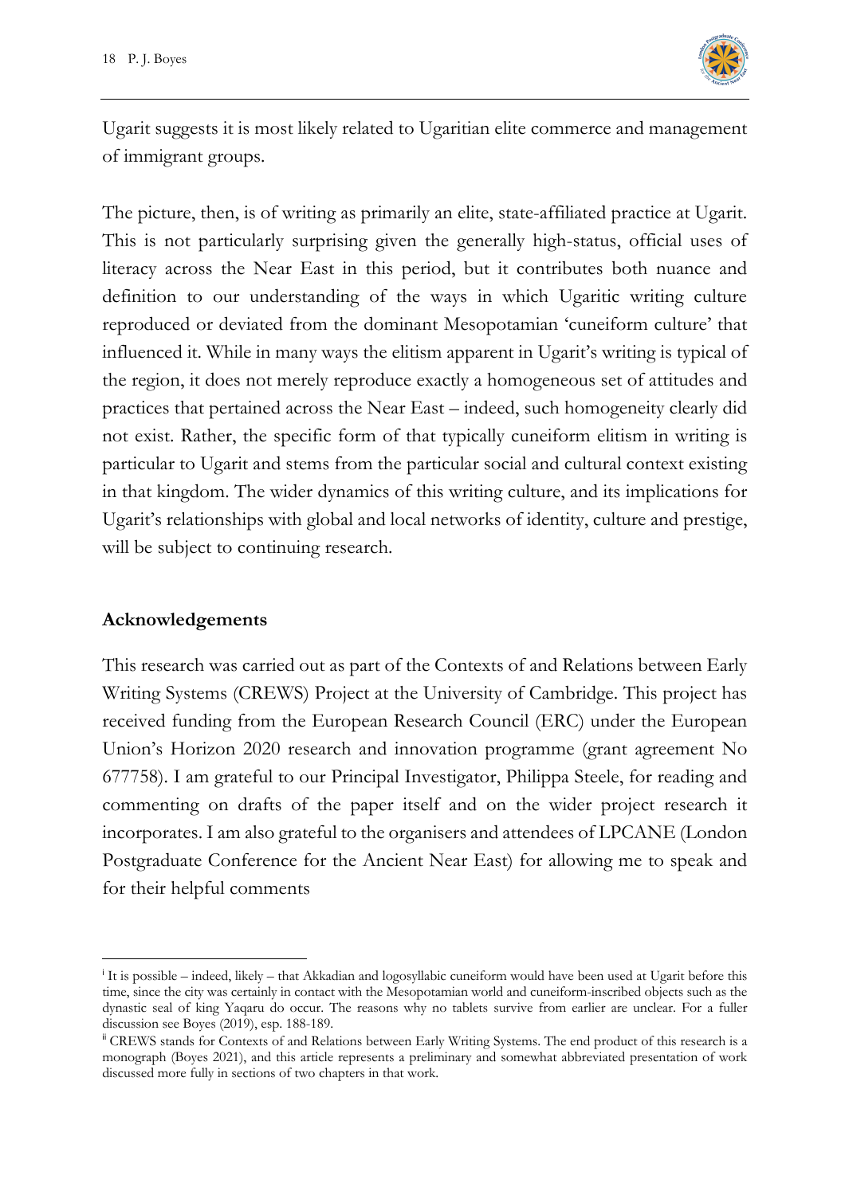Ugarit suggests it is most likely related to Ugaritian elite commerce and management of immigrant groups.

The picture, then, is of writing as primarily an elite, state-affiliated practice at Ugarit. This is not particularly surprising given the generally high-status, official uses of literacy across the Near East in this period, but it contributes both nuance and definition to our understanding of the ways in which Ugaritic writing culture reproduced or deviated from the dominant Mesopotamian 'cuneiform culture' that influenced it. While in many ways the elitism apparent in Ugarit's writing is typical of the region, it does not merely reproduce exactly a homogeneous set of attitudes and practices that pertained across the Near East – indeed, such homogeneity clearly did not exist. Rather, the specific form of that typically cuneiform elitism in writing is particular to Ugarit and stems from the particular social and cultural context existing in that kingdom. The wider dynamics of this writing culture, and its implications for Ugarit's relationships with global and local networks of identity, culture and prestige, will be subject to continuing research.

## Acknowledgements

This research was carried out as part of the Contexts of and Relations between Early Writing Systems (CREWS) Project at the University of Cambridge. This project has received funding from the European Research Council (ERC) under the European Union's Horizon 2020 research and innovation programme (grant agreement No 677758). I am grateful to our Principal Investigator, Philippa Steele, for reading and commenting on drafts of the paper itself and on the wider project research it incorporates. I am also grateful to the organisers and attendees of LPCANE (London Postgraduate Conference for the Ancient Near East) for allowing me to speak and for their helpful comments

---

[i] It is possible – indeed, likely – that Akkadian and logosyllabic cuneiform would have been used at Ugarit before this time, since the city was certainly in contact with the Mesopotamian world and cuneiform-inscribed objects such as the dynastic seal of king Yaqaru do occur. The reasons why no tablets survive from earlier are unclear. For a fuller discussion see Boyes (2019), esp. 188-189.

[ii] CREWS stands for Contexts of and Relations between Early Writing Systems. The end product of this research is a monograph (Boyes 2021), and this article represents a preliminary and somewhat abbreviated presentation of work discussed more fully in sections of two chapters in that work.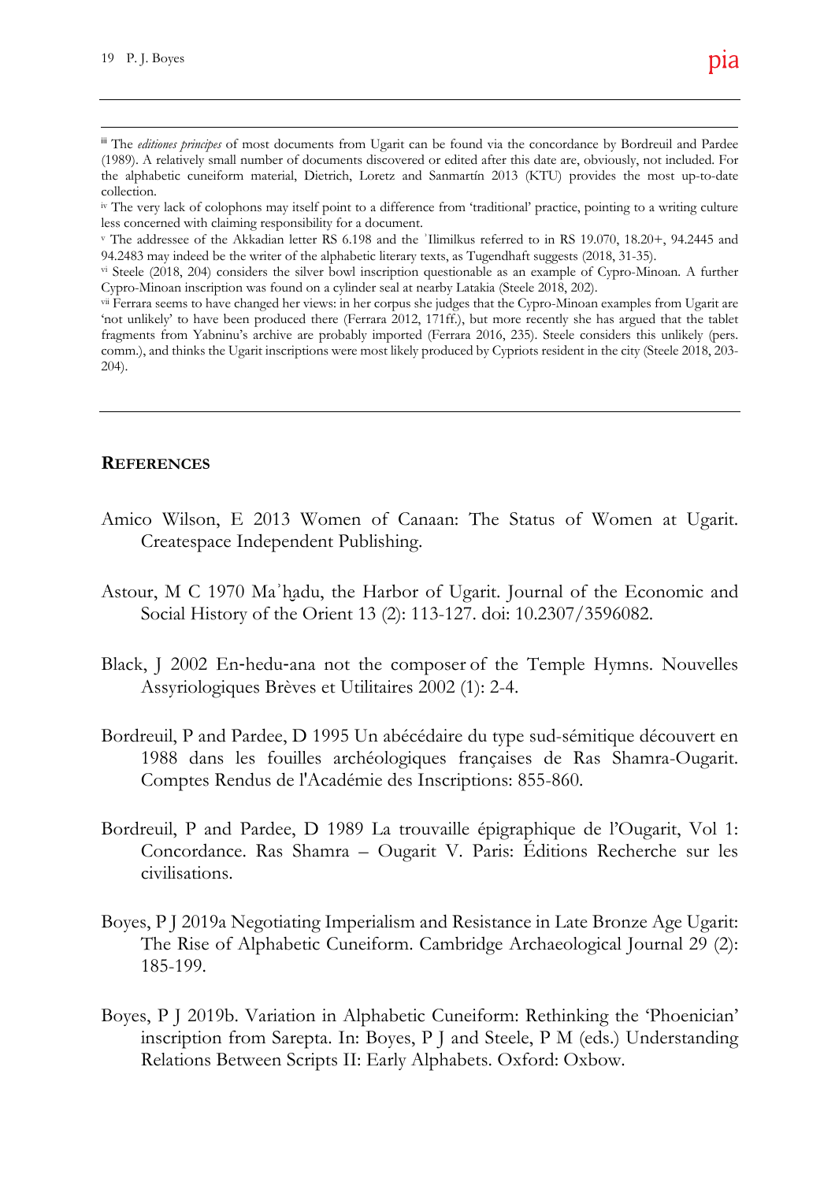[iii] The *editiones principes* of most documents from Ugarit can be found via the concordance by Bordreuil and Pardee (1989). A relatively small number of documents discovered or edited after this date are, obviously, not included. For the alphabetic cuneiform material, Dietrich, Loretz and Sanmartín 2013 (KTU) provides the most up-to-date collection.

[iv] The very lack of colophons may itself point to a difference from 'traditional' practice, pointing to a writing culture less concerned with claiming responsibility for a document.

[v] The addressee of the Akkadian letter RS 6.198 and the ʾIlimilkus referred to in RS 19.070, 18.20+, 94.2445 and 94.2483 may indeed be the writer of the alphabetic literary texts, as Tugendhaft suggests (2018, 31-35).

[vi] Steele (2018, 204) considers the silver bowl inscription questionable as an example of Cypro-Minoan. A further Cypro-Minoan inscription was found on a cylinder seal at nearby Latakia (Steele 2018, 202).

[vii] Ferrara seems to have changed her views: in her corpus she judges that the Cypro-Minoan examples from Ugarit are 'not unlikely' to have been produced there (Ferrara 2012, 171ff.), but more recently she has argued that the tablet fragments from Yabninu's archive are probably imported (Ferrara 2016, 235). Steele considers this unlikely (pers. comm.), and thinks the Ugarit inscriptions were most likely produced by Cypriots resident in the city (Steele 2018, 203-204).

## References

Amico Wilson, E 2013 Women of Canaan: The Status of Women at Ugarit. Createspace Independent Publishing.

Astour, M C 1970 Maʾḫadu, the Harbor of Ugarit. Journal of the Economic and Social History of the Orient 13 (2): 113-127. doi: 10.2307/3596082.

Black, J 2002 En-hedu-ana not the composer of the Temple Hymns. Nouvelles Assyriologiques Brèves et Utilitaires 2002 (1): 2-4.

Bordreuil, P and Pardee, D 1995 Un abécédaire du type sud-sémitique découvert en 1988 dans les fouilles archéologiques françaises de Ras Shamra-Ougarit. Comptes Rendus de l'Académie des Inscriptions: 855-860.

Bordreuil, P and Pardee, D 1989 La trouvaille épigraphique de l'Ougarit, Vol 1: Concordance. Ras Shamra – Ougarit V. Paris: Éditions Recherche sur les civilisations.

Boyes, P J 2019a Negotiating Imperialism and Resistance in Late Bronze Age Ugarit: The Rise of Alphabetic Cuneiform. Cambridge Archaeological Journal 29 (2): 185-199.

Boyes, P J 2019b. Variation in Alphabetic Cuneiform: Rethinking the 'Phoenician' inscription from Sarepta. In: Boyes, P J and Steele, P M (eds.) Understanding Relations Between Scripts II: Early Alphabets. Oxford: Oxbow.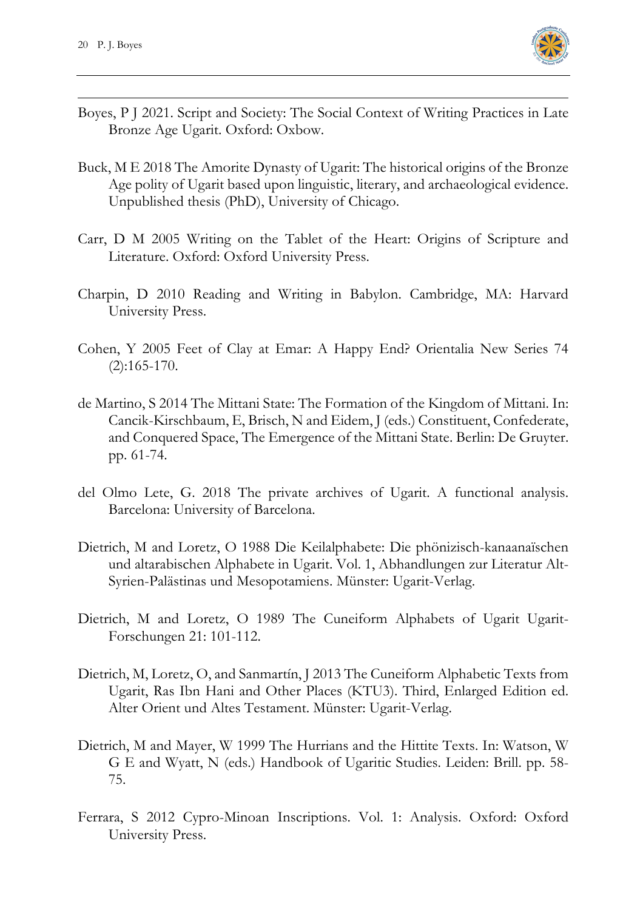Boyes, P J 2021. Script and Society: The Social Context of Writing Practices in Late Bronze Age Ugarit. Oxford: Oxbow.

Buck, M E 2018 The Amorite Dynasty of Ugarit: The historical origins of the Bronze Age polity of Ugarit based upon linguistic, literary, and archaeological evidence. Unpublished thesis (PhD), University of Chicago.

Carr, D M 2005 Writing on the Tablet of the Heart: Origins of Scripture and Literature. Oxford: Oxford University Press.

Charpin, D 2010 Reading and Writing in Babylon. Cambridge, MA: Harvard University Press.

Cohen, Y 2005 Feet of Clay at Emar: A Happy End? Orientalia New Series 74 (2):165-170.

de Martino, S 2014 The Mittani State: The Formation of the Kingdom of Mittani. In: Cancik-Kirschbaum, E, Brisch, N and Eidem, J (eds.) Constituent, Confederate, and Conquered Space, The Emergence of the Mittani State. Berlin: De Gruyter. pp. 61-74.

del Olmo Lete, G. 2018 The private archives of Ugarit. A functional analysis. Barcelona: University of Barcelona.

Dietrich, M and Loretz, O 1988 Die Keilalphabete: Die phönizisch-kanaanaïschen und altarabischen Alphabete in Ugarit. Vol. 1, Abhandlungen zur Literatur Alt-Syrien-Palästinas und Mesopotamiens. Münster: Ugarit-Verlag.

Dietrich, M and Loretz, O 1989 The Cuneiform Alphabets of Ugarit Ugarit-Forschungen 21: 101-112.

Dietrich, M, Loretz, O, and Sanmartín, J 2013 The Cuneiform Alphabetic Texts from Ugarit, Ras Ibn Hani and Other Places (KTU3). Third, Enlarged Edition ed. Alter Orient und Altes Testament. Münster: Ugarit-Verlag.

Dietrich, M and Mayer, W 1999 The Hurrians and the Hittite Texts. In: Watson, W G E and Wyatt, N (eds.) Handbook of Ugaritic Studies. Leiden: Brill. pp. 58-75.

Ferrara, S 2012 Cypro-Minoan Inscriptions. Vol. 1: Analysis. Oxford: Oxford University Press.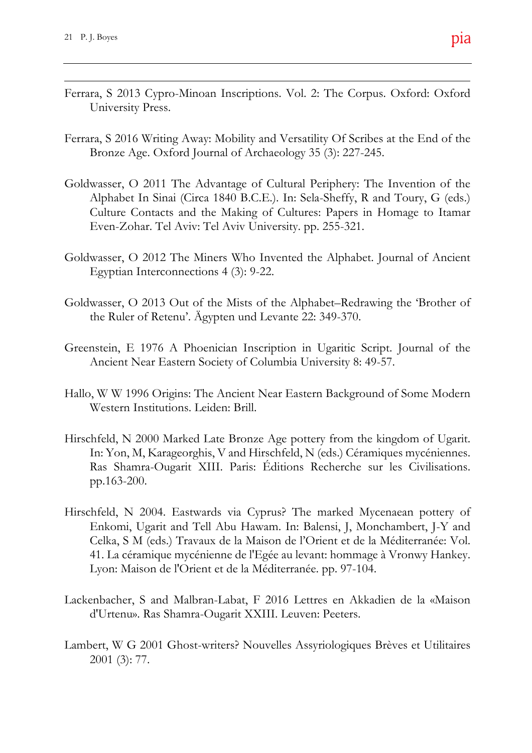Ferrara, S 2013 Cypro-Minoan Inscriptions. Vol. 2: The Corpus. Oxford: Oxford University Press.

Ferrara, S 2016 Writing Away: Mobility and Versatility Of Scribes at the End of the Bronze Age. Oxford Journal of Archaeology 35 (3): 227-245.

Goldwasser, O 2011 The Advantage of Cultural Periphery: The Invention of the Alphabet In Sinai (Circa 1840 B.C.E.). In: Sela-Sheffy, R and Toury, G (eds.) Culture Contacts and the Making of Cultures: Papers in Homage to Itamar Even-Zohar. Tel Aviv: Tel Aviv University. pp. 255-321.

Goldwasser, O 2012 The Miners Who Invented the Alphabet. Journal of Ancient Egyptian Interconnections 4 (3): 9-22.

Goldwasser, O 2013 Out of the Mists of the Alphabet–Redrawing the 'Brother of the Ruler of Retenu'. Ägypten und Levante 22: 349-370.

Greenstein, E 1976 A Phoenician Inscription in Ugaritic Script. Journal of the Ancient Near Eastern Society of Columbia University 8: 49-57.

Hallo, W W 1996 Origins: The Ancient Near Eastern Background of Some Modern Western Institutions. Leiden: Brill.

Hirschfeld, N 2000 Marked Late Bronze Age pottery from the kingdom of Ugarit. In: Yon, M, Karageorghis, V and Hirschfeld, N (eds.) Céramiques mycéniennes. Ras Shamra-Ougarit XIII. Paris: Éditions Recherche sur les Civilisations. pp.163-200.

Hirschfeld, N 2004. Eastwards via Cyprus? The marked Mycenaean pottery of Enkomi, Ugarit and Tell Abu Hawam. In: Balensi, J, Monchambert, J-Y and Celka, S M (eds.) Travaux de la Maison de l'Orient et de la Méditerranée: Vol. 41. La céramique mycénienne de l'Egée au levant: hommage à Vronwy Hankey. Lyon: Maison de l'Orient et de la Méditerranée. pp. 97-104.

Lackenbacher, S and Malbran-Labat, F 2016 Lettres en Akkadien de la «Maison d'Urtenu». Ras Shamra-Ougarit XXIII. Leuven: Peeters.

Lambert, W G 2001 Ghost-writers? Nouvelles Assyriologiques Brèves et Utilitaires 2001 (3): 77.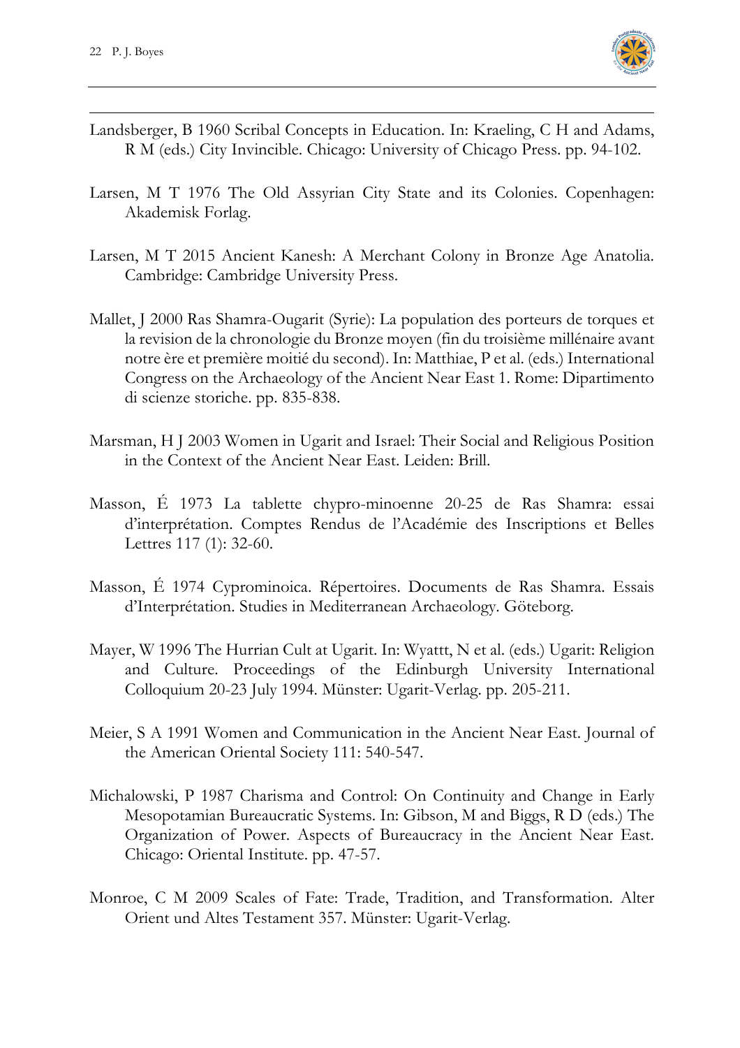Landsberger, B 1960 Scribal Concepts in Education. In: Kraeling, C H and Adams, R M (eds.) City Invincible. Chicago: University of Chicago Press. pp. 94-102.

Larsen, M T 1976 The Old Assyrian City State and its Colonies. Copenhagen: Akademisk Forlag.

Larsen, M T 2015 Ancient Kanesh: A Merchant Colony in Bronze Age Anatolia. Cambridge: Cambridge University Press.

Mallet, J 2000 Ras Shamra-Ougarit (Syrie): La population des porteurs de torques et la revision de la chronologie du Bronze moyen (fin du troisième millénaire avant notre ère et première moitié du second). In: Matthiae, P et al. (eds.) International Congress on the Archaeology of the Ancient Near East 1. Rome: Dipartimento di scienze storiche. pp. 835-838.

Marsman, H J 2003 Women in Ugarit and Israel: Their Social and Religious Position in the Context of the Ancient Near East. Leiden: Brill.

Masson, É 1973 La tablette chypro-minoenne 20-25 de Ras Shamra: essai d'interprétation. Comptes Rendus de l'Académie des Inscriptions et Belles Lettres 117 (1): 32-60.

Masson, É 1974 Cyprominoica. Répertoires. Documents de Ras Shamra. Essais d'Interprétation. Studies in Mediterranean Archaeology. Göteborg.

Mayer, W 1996 The Hurrian Cult at Ugarit. In: Wyattt, N et al. (eds.) Ugarit: Religion and Culture. Proceedings of the Edinburgh University International Colloquium 20-23 July 1994. Münster: Ugarit-Verlag. pp. 205-211.

Meier, S A 1991 Women and Communication in the Ancient Near East. Journal of the American Oriental Society 111: 540-547.

Michalowski, P 1987 Charisma and Control: On Continuity and Change in Early Mesopotamian Bureaucratic Systems. In: Gibson, M and Biggs, R D (eds.) The Organization of Power. Aspects of Bureaucracy in the Ancient Near East. Chicago: Oriental Institute. pp. 47-57.

Monroe, C M 2009 Scales of Fate: Trade, Tradition, and Transformation. Alter Orient und Altes Testament 357. Münster: Ugarit-Verlag.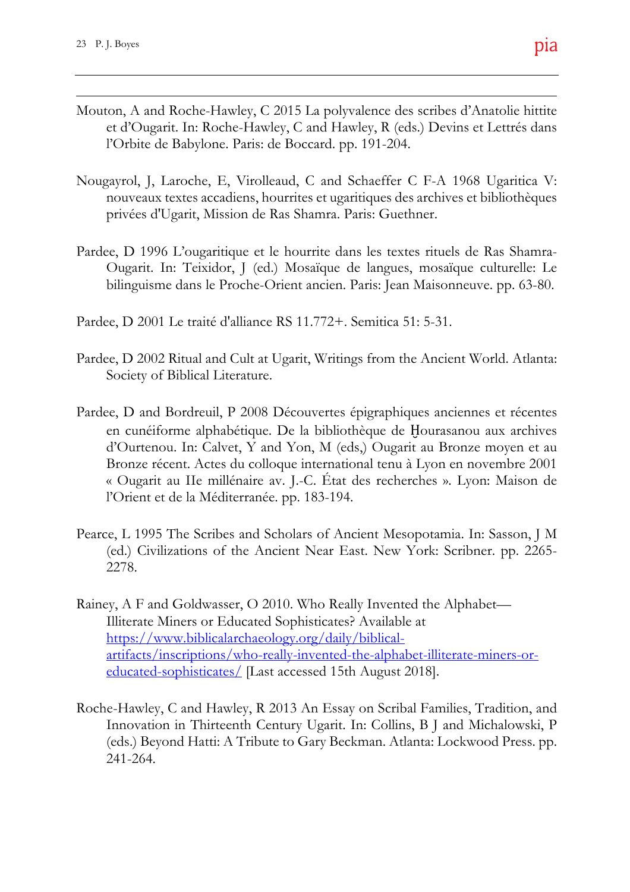Mouton, A and Roche-Hawley, C 2015 La polyvalence des scribes d'Anatolie hittite et d'Ougarit. In: Roche-Hawley, C and Hawley, R (eds.) Devins et Lettrés dans l'Orbite de Babylone. Paris: de Boccard. pp. 191-204.

Nougayrol, J, Laroche, E, Virolleaud, C and Schaeffer C F-A 1968 Ugaritica V: nouveaux textes accadiens, hourrites et ugaritiques des archives et bibliothèques privées d'Ugarit, Mission de Ras Shamra. Paris: Guethner.

Pardee, D 1996 L'ougaritique et le hourrite dans les textes rituels de Ras Shamra-Ougarit. In: Teixidor, J (ed.) Mosaïque de langues, mosaïque culturelle: Le bilinguisme dans le Proche-Orient ancien. Paris: Jean Maisonneuve. pp. 63-80.

Pardee, D 2001 Le traité d'alliance RS 11.772+. Semitica 51: 5-31.

Pardee, D 2002 Ritual and Cult at Ugarit, Writings from the Ancient World. Atlanta: Society of Biblical Literature.

Pardee, D and Bordreuil, P 2008 Découvertes épigraphiques anciennes et récentes en cunéiforme alphabétique. De la bibliothèque de Ḫourasanou aux archives d'Ourtenou. In: Calvet, Y and Yon, M (eds,) Ougarit au Bronze moyen et au Bronze récent. Actes du colloque international tenu à Lyon en novembre 2001 « Ougarit au IIe millénaire av. J.-C. État des recherches ». Lyon: Maison de l'Orient et de la Méditerranée. pp. 183-194.

Pearce, L 1995 The Scribes and Scholars of Ancient Mesopotamia. In: Sasson, J M (ed.) Civilizations of the Ancient Near East. New York: Scribner. pp. 2265-2278.

Rainey, A F and Goldwasser, O 2010. Who Really Invented the Alphabet—Illiterate Miners or Educated Sophisticates? Available at https://www.biblicalarchaeology.org/daily/biblical-artifacts/inscriptions/who-really-invented-the-alphabet-illiterate-miners-or-educated-sophisticates/ [Last accessed 15th August 2018].

Roche-Hawley, C and Hawley, R 2013 An Essay on Scribal Families, Tradition, and Innovation in Thirteenth Century Ugarit. In: Collins, B J and Michalowski, P (eds.) Beyond Hatti: A Tribute to Gary Beckman. Atlanta: Lockwood Press. pp. 241-264.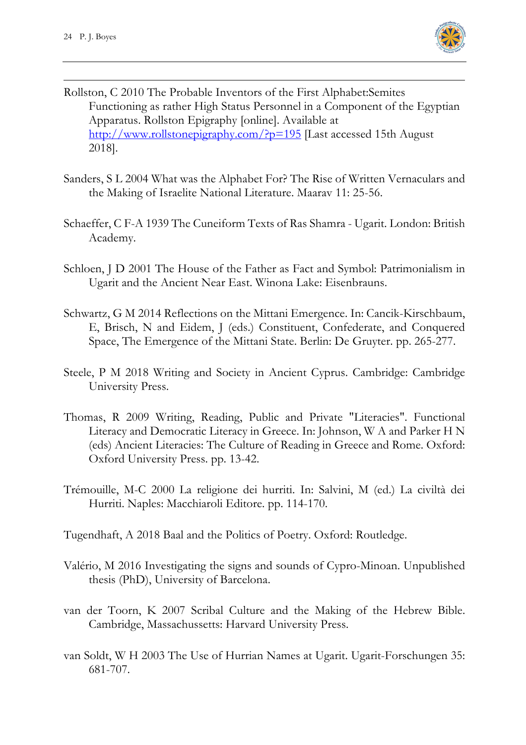Rollston, C 2010 The Probable Inventors of the First Alphabet:Semites Functioning as rather High Status Personnel in a Component of the Egyptian Apparatus. Rollston Epigraphy [online]. Available at http://www.rollstonepigraphy.com/?p=195 [Last accessed 15th August 2018].

Sanders, S L 2004 What was the Alphabet For? The Rise of Written Vernaculars and the Making of Israelite National Literature. Maarav 11: 25-56.

Schaeffer, C F-A 1939 The Cuneiform Texts of Ras Shamra - Ugarit. London: British Academy.

Schloen, J D 2001 The House of the Father as Fact and Symbol: Patrimonialism in Ugarit and the Ancient Near East. Winona Lake: Eisenbrauns.

Schwartz, G M 2014 Reflections on the Mittani Emergence. In: Cancik-Kirschbaum, E, Brisch, N and Eidem, J (eds.) Constituent, Confederate, and Conquered Space, The Emergence of the Mittani State. Berlin: De Gruyter. pp. 265-277.

Steele, P M 2018 Writing and Society in Ancient Cyprus. Cambridge: Cambridge University Press.

Thomas, R 2009 Writing, Reading, Public and Private "Literacies". Functional Literacy and Democratic Literacy in Greece. In: Johnson, W A and Parker H N (eds) Ancient Literacies: The Culture of Reading in Greece and Rome. Oxford: Oxford University Press. pp. 13-42.

Trémouille, M-C 2000 La religione dei hurriti. In: Salvini, M (ed.) La civiltà dei Hurriti. Naples: Macchiaroli Editore. pp. 114-170.

Tugendhaft, A 2018 Baal and the Politics of Poetry. Oxford: Routledge.

Valério, M 2016 Investigating the signs and sounds of Cypro-Minoan. Unpublished thesis (PhD), University of Barcelona.

van der Toorn, K 2007 Scribal Culture and the Making of the Hebrew Bible. Cambridge, Massachussetts: Harvard University Press.

van Soldt, W H 2003 The Use of Hurrian Names at Ugarit. Ugarit-Forschungen 35: 681-707.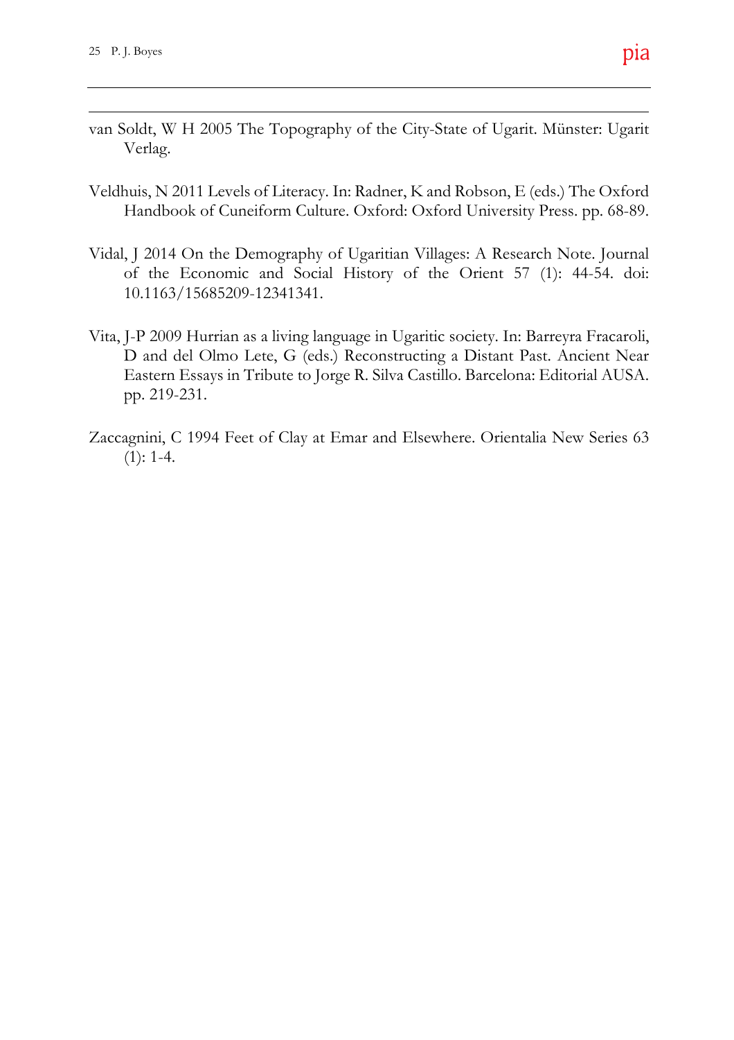van Soldt, W H 2005 The Topography of the City-State of Ugarit. Münster: Ugarit Verlag.

Veldhuis, N 2011 Levels of Literacy. In: Radner, K and Robson, E (eds.) The Oxford Handbook of Cuneiform Culture. Oxford: Oxford University Press. pp. 68-89.

Vidal, J 2014 On the Demography of Ugaritian Villages: A Research Note. Journal of the Economic and Social History of the Orient 57 (1): 44-54. doi: 10.1163/15685209-12341341.

Vita, J-P 2009 Hurrian as a living language in Ugaritic society. In: Barreyra Fracaroli, D and del Olmo Lete, G (eds.) Reconstructing a Distant Past. Ancient Near Eastern Essays in Tribute to Jorge R. Silva Castillo. Barcelona: Editorial AUSA. pp. 219-231.

Zaccagnini, C 1994 Feet of Clay at Emar and Elsewhere. Orientalia New Series 63 (1): 1-4.